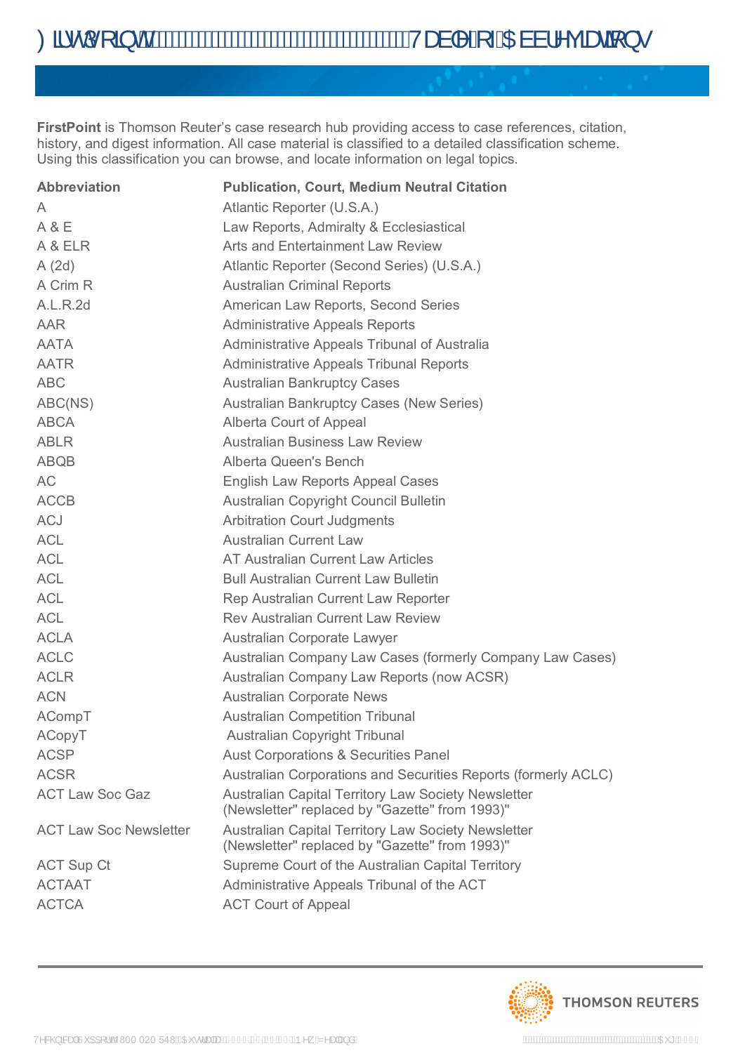# FirstPoint Table of Abbreviations

**FirstPoint** is Thomson Reuter's case research hub providing access to case references, citation, history, and digest information. All case material is classified to a detailed classification scheme. Using this classification you can browse, and locate information on legal topics.

| Abbreviation | Publication, Court, Medium Neutral Citation |
|---|---|
| A | Atlantic Reporter (U.S.A.) |
| A & E | Law Reports, Admiralty & Ecclesiastical |
| A & ELR | Arts and Entertainment Law Review |
| A (2d) | Atlantic Reporter (Second Series) (U.S.A.) |
| A Crim R | Australian Criminal Reports |
| A.L.R.2d | American Law Reports, Second Series |
| AAR | Administrative Appeals Reports |
| AATA | Administrative Appeals Tribunal of Australia |
| AATR | Administrative Appeals Tribunal Reports |
| ABC | Australian Bankruptcy Cases |
| ABC(NS) | Australian Bankruptcy Cases (New Series) |
| ABCA | Alberta Court of Appeal |
| ABLR | Australian Business Law Review |
| ABQB | Alberta Queen's Bench |
| AC | English Law Reports Appeal Cases |
| ACCB | Australian Copyright Council Bulletin |
| ACJ | Arbitration Court Judgments |
| ACL | Australian Current Law |
| ACL | AT Australian Current Law Articles |
| ACL | Bull Australian Current Law Bulletin |
| ACL | Rep Australian Current Law Reporter |
| ACL | Rev Australian Current Law Review |
| ACLA | Australian Corporate Lawyer |
| ACLC | Australian Company Law Cases (formerly Company Law Cases) |
| ACLR | Australian Company Law Reports (now ACSR) |
| ACN | Australian Corporate News |
| ACompT | Australian Competition Tribunal |
| ACopyT | Australian Copyright Tribunal |
| ACSP | Aust Corporations & Securities Panel |
| ACSR | Australian Corporations and Securities Reports (formerly ACLC) |
| ACT Law Soc Gaz | Australian Capital Territory Law Society Newsletter (Newsletter" replaced by "Gazette" from 1993)" |
| ACT Law Soc Newsletter | Australian Capital Territory Law Society Newsletter (Newsletter" replaced by "Gazette" from 1993)" |
| ACT Sup Ct | Supreme Court of the Australian Capital Territory |
| ACTAAT | Administrative Appeals Tribunal of the ACT |
| ACTCA | ACT Court of Appeal |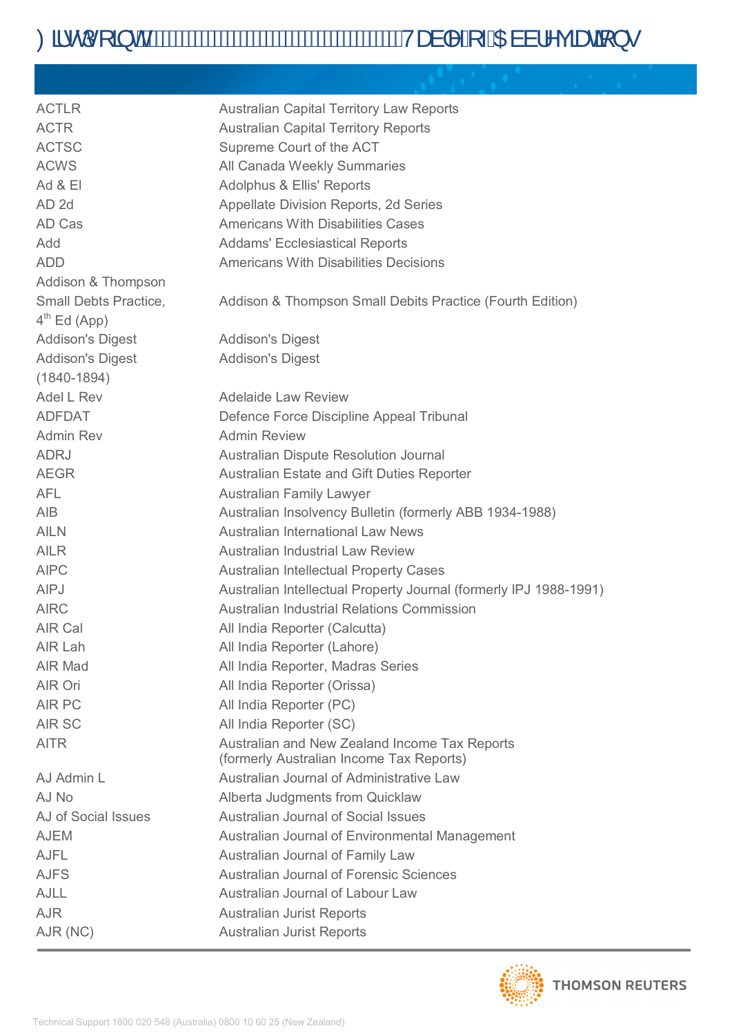| | |
|---|---|
| ACTLR | Australian Capital Territory Law Reports |
| ACTR | Australian Capital Territory Reports |
| ACTSC | Supreme Court of the ACT |
| ACWS | All Canada Weekly Summaries |
| Ad & El | Adolphus & Ellis' Reports |
| AD 2d | Appellate Division Reports, 2d Series |
| AD Cas | Americans With Disabilities Cases |
| Add | Addams' Ecclesiastical Reports |
| ADD | Americans With Disabilities Decisions |
| Addison & Thompson Small Debts Practice, 4th Ed (App) | Addison & Thompson Small Debts Practice (Fourth Edition) |
| Addison's Digest | Addison's Digest |
| Addison's Digest (1840-1894) | Addison's Digest |
| Adel L Rev | Adelaide Law Review |
| ADFDAT | Defence Force Discipline Appeal Tribunal |
| Admin Rev | Admin Review |
| ADRJ | Australian Dispute Resolution Journal |
| AEGR | Australian Estate and Gift Duties Reporter |
| AFL | Australian Family Lawyer |
| AIB | Australian Insolvency Bulletin (formerly ABB 1934-1988) |
| AILN | Australian International Law News |
| AILR | Australian Industrial Law Review |
| AIPC | Australian Intellectual Property Cases |
| AIPJ | Australian Intellectual Property Journal (formerly IPJ 1988-1991) |
| AIRC | Australian Industrial Relations Commission |
| AIR Cal | All India Reporter (Calcutta) |
| AIR Lah | All India Reporter (Lahore) |
| AIR Mad | All India Reporter, Madras Series |
| AIR Ori | All India Reporter (Orissa) |
| AIR PC | All India Reporter (PC) |
| AIR SC | All India Reporter (SC) |
| AITR | Australian and New Zealand Income Tax Reports (formerly Australian Income Tax Reports) |
| AJ Admin L | Australian Journal of Administrative Law |
| AJ No | Alberta Judgments from Quicklaw |
| AJ of Social Issues | Australian Journal of Social Issues |
| AJEM | Australian Journal of Environmental Management |
| AJFL | Australian Journal of Family Law |
| AJFS | Australian Journal of Forensic Sciences |
| AJLL | Australian Journal of Labour Law |
| AJR | Australian Jurist Reports |
| AJR (NC) | Australian Jurist Reports |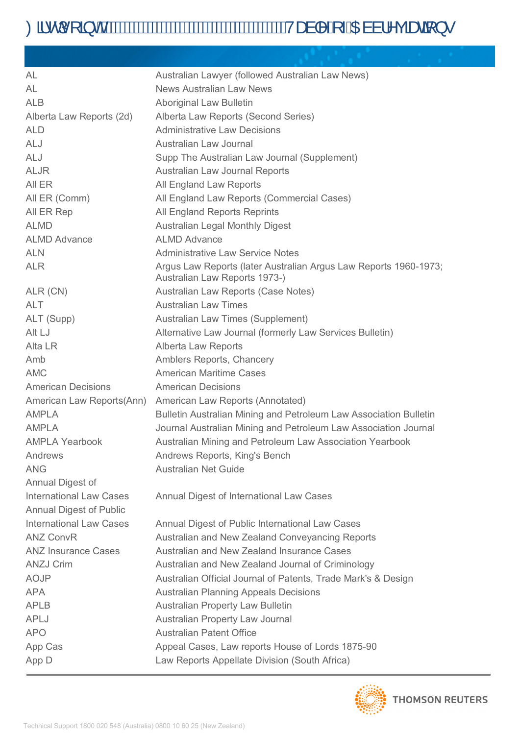| | |
|---|---|
| AL | Australian Lawyer (followed Australian Law News) |
| AL | News Australian Law News |
| ALB | Aboriginal Law Bulletin |
| Alberta Law Reports (2d) | Alberta Law Reports (Second Series) |
| ALD | Administrative Law Decisions |
| ALJ | Australian Law Journal |
| ALJ | Supp The Australian Law Journal (Supplement) |
| ALJR | Australian Law Journal Reports |
| All ER | All England Law Reports |
| All ER (Comm) | All England Law Reports (Commercial Cases) |
| All ER Rep | All England Reports Reprints |
| ALMD | Australian Legal Monthly Digest |
| ALMD Advance | ALMD Advance |
| ALN | Administrative Law Service Notes |
| ALR | Argus Law Reports (later Australian Argus Law Reports 1960-1973; Australian Law Reports 1973-) |
| ALR (CN) | Australian Law Reports (Case Notes) |
| ALT | Australian Law Times |
| ALT (Supp) | Australian Law Times (Supplement) |
| Alt LJ | Alternative Law Journal (formerly Law Services Bulletin) |
| Alta LR | Alberta Law Reports |
| Amb | Amblers Reports, Chancery |
| AMC | American Maritime Cases |
| American Decisions | American Decisions |
| American Law Reports(Ann) | American Law Reports (Annotated) |
| AMPLA | Bulletin Australian Mining and Petroleum Law Association Bulletin |
| AMPLA | Journal Australian Mining and Petroleum Law Association Journal |
| AMPLA Yearbook | Australian Mining and Petroleum Law Association Yearbook |
| Andrews | Andrews Reports, King's Bench |
| ANG | Australian Net Guide |
| Annual Digest of International Law Cases | Annual Digest of International Law Cases |
| Annual Digest of Public International Law Cases | Annual Digest of Public International Law Cases |
| ANZ ConvR | Australian and New Zealand Conveyancing Reports |
| ANZ Insurance Cases | Australian and New Zealand Insurance Cases |
| ANZJ Crim | Australian and New Zealand Journal of Criminology |
| AOJP | Australian Official Journal of Patents, Trade Mark's & Design |
| APA | Australian Planning Appeals Decisions |
| APLB | Australian Property Law Bulletin |
| APLJ | Australian Property Law Journal |
| APO | Australian Patent Office |
| App Cas | Appeal Cases, Law reports House of Lords 1875-90 |
| App D | Law Reports Appellate Division (South Africa) |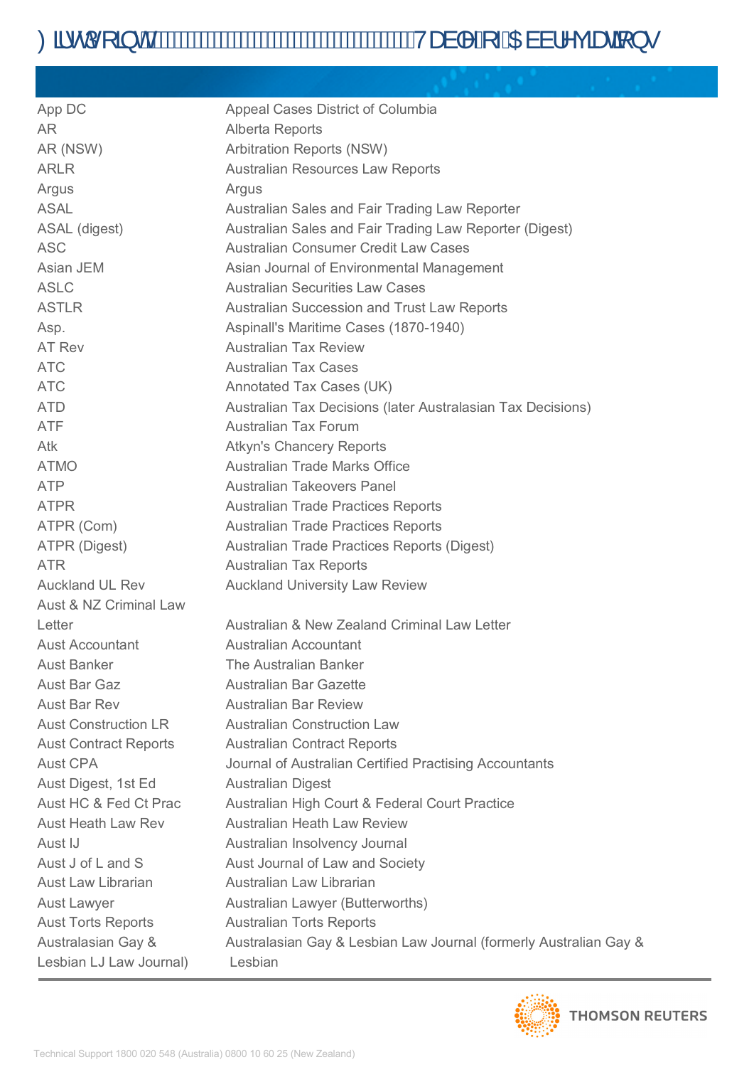| | |
|---|---|
| App DC | Appeal Cases District of Columbia |
| AR | Alberta Reports |
| AR (NSW) | Arbitration Reports (NSW) |
| ARLR | Australian Resources Law Reports |
| Argus | Argus |
| ASAL | Australian Sales and Fair Trading Law Reporter |
| ASAL (digest) | Australian Sales and Fair Trading Law Reporter (Digest) |
| ASC | Australian Consumer Credit Law Cases |
| Asian JEM | Asian Journal of Environmental Management |
| ASLC | Australian Securities Law Cases |
| ASTLR | Australian Succession and Trust Law Reports |
| Asp. | Aspinall's Maritime Cases (1870-1940) |
| AT Rev | Australian Tax Review |
| ATC | Australian Tax Cases |
| ATC | Annotated Tax Cases (UK) |
| ATD | Australian Tax Decisions (later Australasian Tax Decisions) |
| ATF | Australian Tax Forum |
| Atk | Atkyn's Chancery Reports |
| ATMO | Australian Trade Marks Office |
| ATP | Australian Takeovers Panel |
| ATPR | Australian Trade Practices Reports |
| ATPR (Com) | Australian Trade Practices Reports |
| ATPR (Digest) | Australian Trade Practices Reports (Digest) |
| ATR | Australian Tax Reports |
| Auckland UL Rev | Auckland University Law Review |
| Aust & NZ Criminal Law Letter | Australian & New Zealand Criminal Law Letter |
| Aust Accountant | Australian Accountant |
| Aust Banker | The Australian Banker |
| Aust Bar Gaz | Australian Bar Gazette |
| Aust Bar Rev | Australian Bar Review |
| Aust Construction LR | Australian Construction Law |
| Aust Contract Reports | Australian Contract Reports |
| Aust CPA | Journal of Australian Certified Practising Accountants |
| Aust Digest, 1st Ed | Australian Digest |
| Aust HC & Fed Ct Prac | Australian High Court & Federal Court Practice |
| Aust Heath Law Rev | Australian Heath Law Review |
| Aust IJ | Australian Insolvency Journal |
| Aust J of L and S | Aust Journal of Law and Society |
| Aust Law Librarian | Australian Law Librarian |
| Aust Lawyer | Australian Lawyer (Butterworths) |
| Aust Torts Reports | Australian Torts Reports |
| Australasian Gay & Lesbian LJ Law Journal) | Australasian Gay & Lesbian Law Journal (formerly Australian Gay & Lesbian |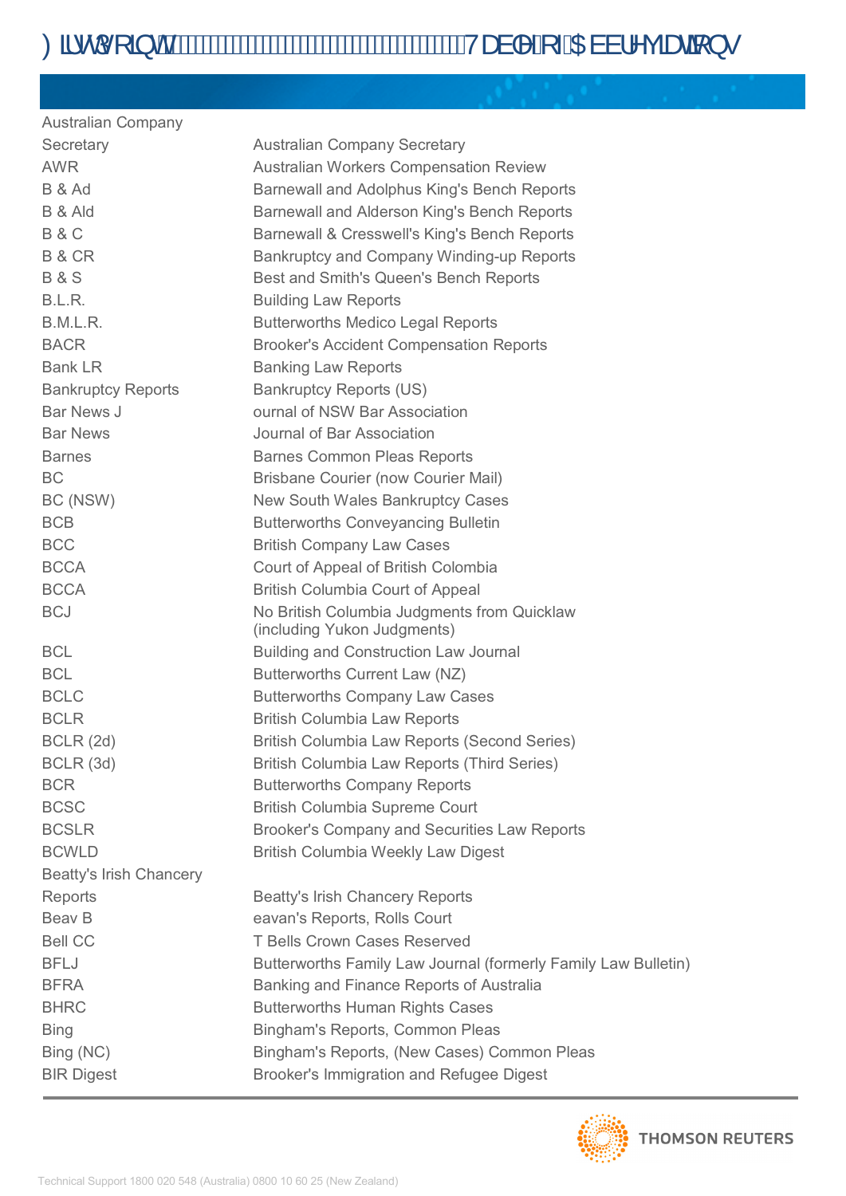| Abbreviation | Title |
|---|---|
| Australian Company Secretary | Australian Company Secretary |
| AWR | Australian Workers Compensation Review |
| B & Ad | Barnewall and Adolphus King's Bench Reports |
| B & Ald | Barnewall and Alderson King's Bench Reports |
| B & C | Barnewall & Cresswell's King's Bench Reports |
| B & CR | Bankruptcy and Company Winding-up Reports |
| B & S | Best and Smith's Queen's Bench Reports |
| B.L.R. | Building Law Reports |
| B.M.L.R. | Butterworths Medico Legal Reports |
| BACR | Brooker's Accident Compensation Reports |
| Bank LR | Banking Law Reports |
| Bankruptcy Reports | Bankruptcy Reports (US) |
| Bar News J | ournal of NSW Bar Association |
| Bar News | Journal of Bar Association |
| Barnes | Barnes Common Pleas Reports |
| BC | Brisbane Courier (now Courier Mail) |
| BC (NSW) | New South Wales Bankruptcy Cases |
| BCB | Butterworths Conveyancing Bulletin |
| BCC | British Company Law Cases |
| BCCA | Court of Appeal of British Colombia |
| BCCA | British Columbia Court of Appeal |
| BCJ | No British Columbia Judgments from Quicklaw (including Yukon Judgments) |
| BCL | Building and Construction Law Journal |
| BCL | Butterworths Current Law (NZ) |
| BCLC | Butterworths Company Law Cases |
| BCLR | British Columbia Law Reports |
| BCLR (2d) | British Columbia Law Reports (Second Series) |
| BCLR (3d) | British Columbia Law Reports (Third Series) |
| BCR | Butterworths Company Reports |
| BCSC | British Columbia Supreme Court |
| BCSLR | Brooker's Company and Securities Law Reports |
| BCWLD | British Columbia Weekly Law Digest |
| Beatty's Irish Chancery Reports | Beatty's Irish Chancery Reports |
| Beav B | eavan's Reports, Rolls Court |
| Bell CC | T Bells Crown Cases Reserved |
| BFLJ | Butterworths Family Law Journal (formerly Family Law Bulletin) |
| BFRA | Banking and Finance Reports of Australia |
| BHRC | Butterworths Human Rights Cases |
| Bing | Bingham's Reports, Common Pleas |
| Bing (NC) | Bingham's Reports, (New Cases) Common Pleas |
| BIR Digest | Brooker's Immigration and Refugee Digest |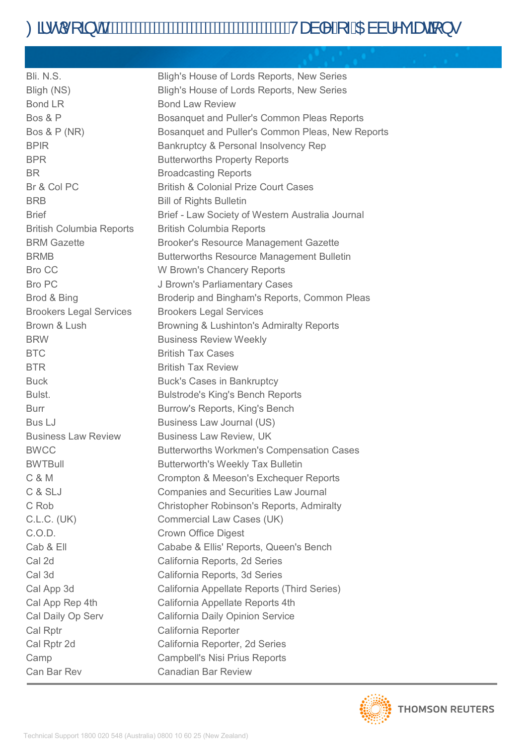| | |
|---|---|
| Bli. N.S. | Bligh's House of Lords Reports, New Series |
| Bligh (NS) | Bligh's House of Lords Reports, New Series |
| Bond LR | Bond Law Review |
| Bos & P | Bosanquet and Puller's Common Pleas Reports |
| Bos & P (NR) | Bosanquet and Puller's Common Pleas, New Reports |
| BPIR | Bankruptcy & Personal Insolvency Rep |
| BPR | Butterworths Property Reports |
| BR | Broadcasting Reports |
| Br & Col PC | British & Colonial Prize Court Cases |
| BRB | Bill of Rights Bulletin |
| Brief | Brief - Law Society of Western Australia Journal |
| British Columbia Reports | British Columbia Reports |
| BRM Gazette | Brooker's Resource Management Gazette |
| BRMB | Butterworths Resource Management Bulletin |
| Bro CC | W Brown's Chancery Reports |
| Bro PC | J Brown's Parliamentary Cases |
| Brod & Bing | Broderip and Bingham's Reports, Common Pleas |
| Brookers Legal Services | Brookers Legal Services |
| Brown & Lush | Browning & Lushinton's Admiralty Reports |
| BRW | Business Review Weekly |
| BTC | British Tax Cases |
| BTR | British Tax Review |
| Buck | Buck's Cases in Bankruptcy |
| Bulst. | Bulstrode's King's Bench Reports |
| Burr | Burrow's Reports, King's Bench |
| Bus LJ | Business Law Journal (US) |
| Business Law Review | Business Law Review, UK |
| BWCC | Butterworths Workmen's Compensation Cases |
| BWTBull | Butterworth's Weekly Tax Bulletin |
| C & M | Crompton & Meeson's Exchequer Reports |
| C & SLJ | Companies and Securities Law Journal |
| C Rob | Christopher Robinson's Reports, Admiralty |
| C.L.C. (UK) | Commercial Law Cases (UK) |
| C.O.D. | Crown Office Digest |
| Cab & Ell | Cababe & Ellis' Reports, Queen's Bench |
| Cal 2d | California Reports, 2d Series |
| Cal 3d | California Reports, 3d Series |
| Cal App 3d | California Appellate Reports (Third Series) |
| Cal App Rep 4th | California Appellate Reports 4th |
| Cal Daily Op Serv | California Daily Opinion Service |
| Cal Rptr | California Reporter |
| Cal Rptr 2d | California Reporter, 2d Series |
| Camp | Campbell's Nisi Prius Reports |
| Can Bar Rev | Canadian Bar Review |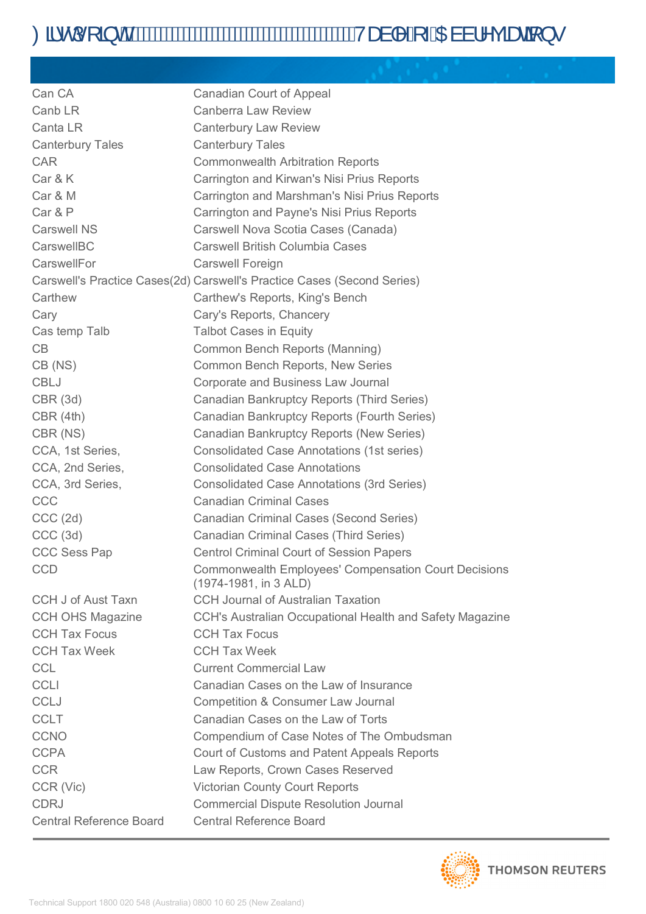| | |
|---|---|
| Can CA | Canadian Court of Appeal |
| Canb LR | Canberra Law Review |
| Canta LR | Canterbury Law Review |
| Canterbury Tales | Canterbury Tales |
| CAR | Commonwealth Arbitration Reports |
| Car & K | Carrington and Kirwan's Nisi Prius Reports |
| Car & M | Carrington and Marshman's Nisi Prius Reports |
| Car & P | Carrington and Payne's Nisi Prius Reports |
| Carswell NS | Carswell Nova Scotia Cases (Canada) |
| CarswellBC | Carswell British Columbia Cases |
| CarswellFor | Carswell Foreign |
| Carswell's Practice Cases(2d) | Carswell's Practice Cases (Second Series) |
| Carthew | Carthew's Reports, King's Bench |
| Cary | Cary's Reports, Chancery |
| Cas temp Talb | Talbot Cases in Equity |
| CB | Common Bench Reports (Manning) |
| CB (NS) | Common Bench Reports, New Series |
| CBLJ | Corporate and Business Law Journal |
| CBR (3d) | Canadian Bankruptcy Reports (Third Series) |
| CBR (4th) | Canadian Bankruptcy Reports (Fourth Series) |
| CBR (NS) | Canadian Bankruptcy Reports (New Series) |
| CCA, 1st Series, | Consolidated Case Annotations (1st series) |
| CCA, 2nd Series, | Consolidated Case Annotations |
| CCA, 3rd Series, | Consolidated Case Annotations (3rd Series) |
| CCC | Canadian Criminal Cases |
| CCC (2d) | Canadian Criminal Cases (Second Series) |
| CCC (3d) | Canadian Criminal Cases (Third Series) |
| CCC Sess Pap | Centrol Criminal Court of Session Papers |
| CCD | Commonwealth Employees' Compensation Court Decisions (1974-1981, in 3 ALD) |
| CCH J of Aust Taxn | CCH Journal of Australian Taxation |
| CCH OHS Magazine | CCH's Australian Occupational Health and Safety Magazine |
| CCH Tax Focus | CCH Tax Focus |
| CCH Tax Week | CCH Tax Week |
| CCL | Current Commercial Law |
| CCLI | Canadian Cases on the Law of Insurance |
| CCLJ | Competition & Consumer Law Journal |
| CCLT | Canadian Cases on the Law of Torts |
| CCNO | Compendium of Case Notes of The Ombudsman |
| CCPA | Court of Customs and Patent Appeals Reports |
| CCR | Law Reports, Crown Cases Reserved |
| CCR (Vic) | Victorian County Court Reports |
| CDRJ | Commercial Dispute Resolution Journal |
| Central Reference Board | Central Reference Board |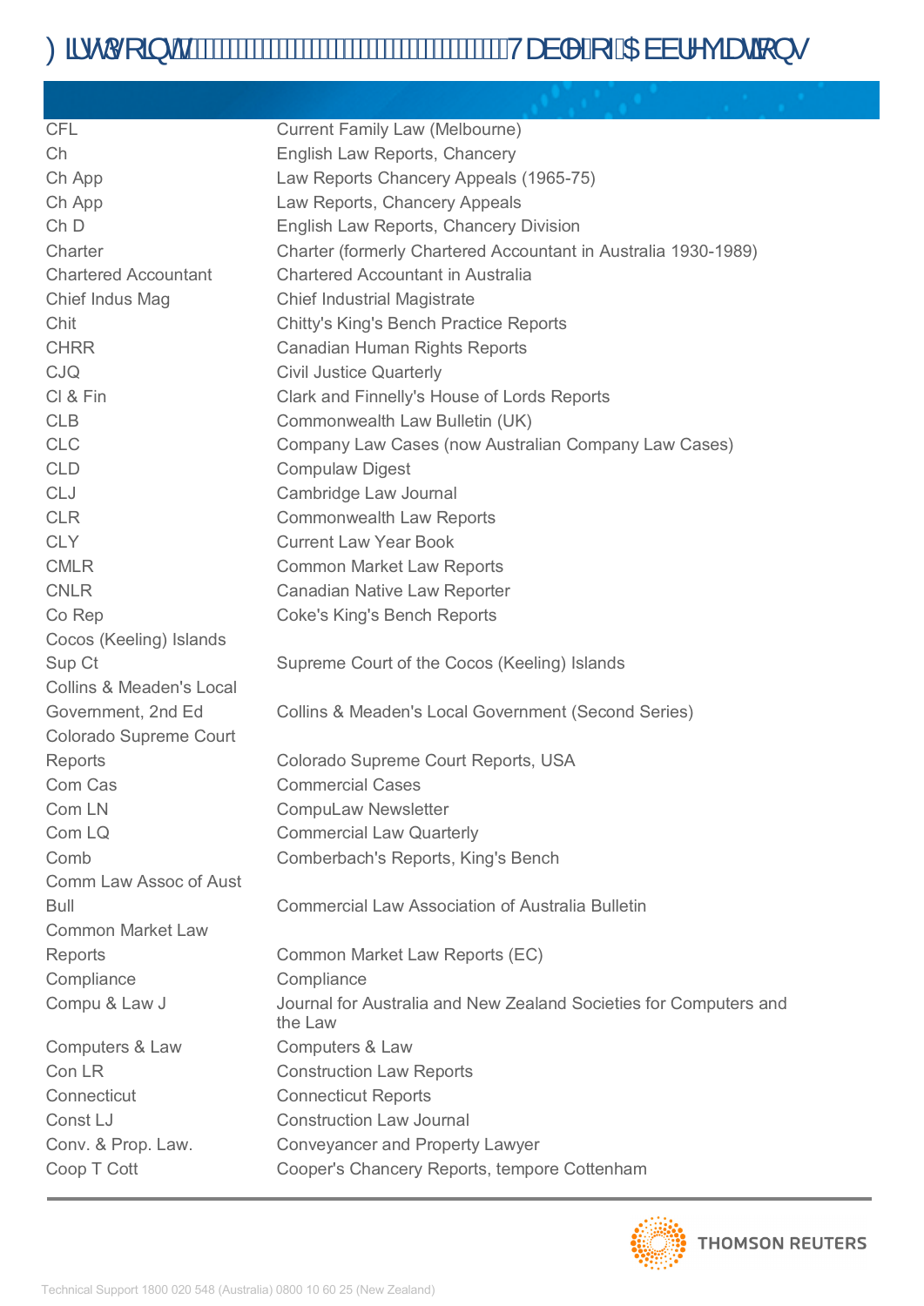| | |
|---|---|
| CFL | Current Family Law (Melbourne) |
| Ch | English Law Reports, Chancery |
| Ch App | Law Reports Chancery Appeals (1965-75) |
| Ch App | Law Reports, Chancery Appeals |
| Ch D | English Law Reports, Chancery Division |
| Charter | Charter (formerly Chartered Accountant in Australia 1930-1989) |
| Chartered Accountant | Chartered Accountant in Australia |
| Chief Indus Mag | Chief Industrial Magistrate |
| Chit | Chitty's King's Bench Practice Reports |
| CHRR | Canadian Human Rights Reports |
| CJQ | Civil Justice Quarterly |
| Cl & Fin | Clark and Finnelly's House of Lords Reports |
| CLB | Commonwealth Law Bulletin (UK) |
| CLC | Company Law Cases (now Australian Company Law Cases) |
| CLD | Compulaw Digest |
| CLJ | Cambridge Law Journal |
| CLR | Commonwealth Law Reports |
| CLY | Current Law Year Book |
| CMLR | Common Market Law Reports |
| CNLR | Canadian Native Law Reporter |
| Co Rep | Coke's King's Bench Reports |
| Cocos (Keeling) Islands Sup Ct | Supreme Court of the Cocos (Keeling) Islands |
| Collins & Meaden's Local Government, 2nd Ed | Collins & Meaden's Local Government (Second Series) |
| Colorado Supreme Court Reports | Colorado Supreme Court Reports, USA |
| Com Cas | Commercial Cases |
| Com LN | CompuLaw Newsletter |
| Com LQ | Commercial Law Quarterly |
| Comb | Comberbach's Reports, King's Bench |
| Comm Law Assoc of Aust Bull | Commercial Law Association of Australia Bulletin |
| Common Market Law Reports | Common Market Law Reports (EC) |
| Compliance | Compliance |
| Compu & Law J | Journal for Australia and New Zealand Societies for Computers and the Law |
| Computers & Law | Computers & Law |
| Con LR | Construction Law Reports |
| Connecticut | Connecticut Reports |
| Const LJ | Construction Law Journal |
| Conv. & Prop. Law. | Conveyancer and Property Lawyer |
| Coop T Cott | Cooper's Chancery Reports, tempore Cottenham |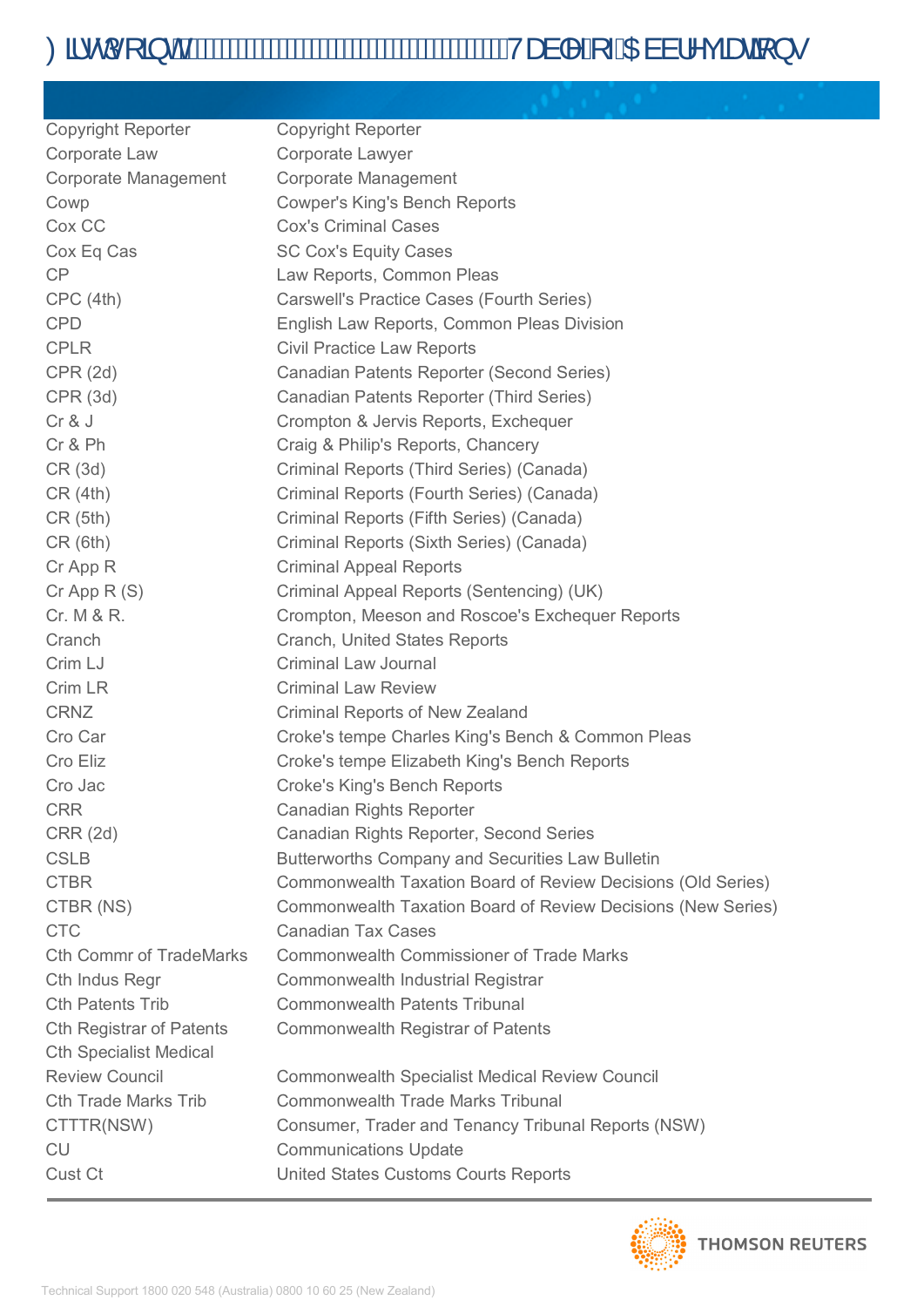| | |
|---|---|
| Copyright Reporter | Copyright Reporter |
| Corporate Law | Corporate Lawyer |
| Corporate Management | Corporate Management |
| Cowp | Cowper's King's Bench Reports |
| Cox CC | Cox's Criminal Cases |
| Cox Eq Cas | SC Cox's Equity Cases |
| CP | Law Reports, Common Pleas |
| CPC (4th) | Carswell's Practice Cases (Fourth Series) |
| CPD | English Law Reports, Common Pleas Division |
| CPLR | Civil Practice Law Reports |
| CPR (2d) | Canadian Patents Reporter (Second Series) |
| CPR (3d) | Canadian Patents Reporter (Third Series) |
| Cr & J | Crompton & Jervis Reports, Exchequer |
| Cr & Ph | Craig & Philip's Reports, Chancery |
| CR (3d) | Criminal Reports (Third Series) (Canada) |
| CR (4th) | Criminal Reports (Fourth Series) (Canada) |
| CR (5th) | Criminal Reports (Fifth Series) (Canada) |
| CR (6th) | Criminal Reports (Sixth Series) (Canada) |
| Cr App R | Criminal Appeal Reports |
| Cr App R (S) | Criminal Appeal Reports (Sentencing) (UK) |
| Cr. M & R. | Crompton, Meeson and Roscoe's Exchequer Reports |
| Cranch | Cranch, United States Reports |
| Crim LJ | Criminal Law Journal |
| Crim LR | Criminal Law Review |
| CRNZ | Criminal Reports of New Zealand |
| Cro Car | Croke's tempe Charles King's Bench & Common Pleas |
| Cro Eliz | Croke's tempe Elizabeth King's Bench Reports |
| Cro Jac | Croke's King's Bench Reports |
| CRR | Canadian Rights Reporter |
| CRR (2d) | Canadian Rights Reporter, Second Series |
| CSLB | Butterworths Company and Securities Law Bulletin |
| CTBR | Commonwealth Taxation Board of Review Decisions (Old Series) |
| CTBR (NS) | Commonwealth Taxation Board of Review Decisions (New Series) |
| CTC | Canadian Tax Cases |
| Cth Commr of TradeMarks | Commonwealth Commissioner of Trade Marks |
| Cth Indus Regr | Commonwealth Industrial Registrar |
| Cth Patents Trib | Commonwealth Patents Tribunal |
| Cth Registrar of Patents | Commonwealth Registrar of Patents |
| Cth Specialist Medical Review Council | Commonwealth Specialist Medical Review Council |
| Cth Trade Marks Trib | Commonwealth Trade Marks Tribunal |
| CTTTR(NSW) | Consumer, Trader and Tenancy Tribunal Reports (NSW) |
| CU | Communications Update |
| Cust Ct | United States Customs Courts Reports |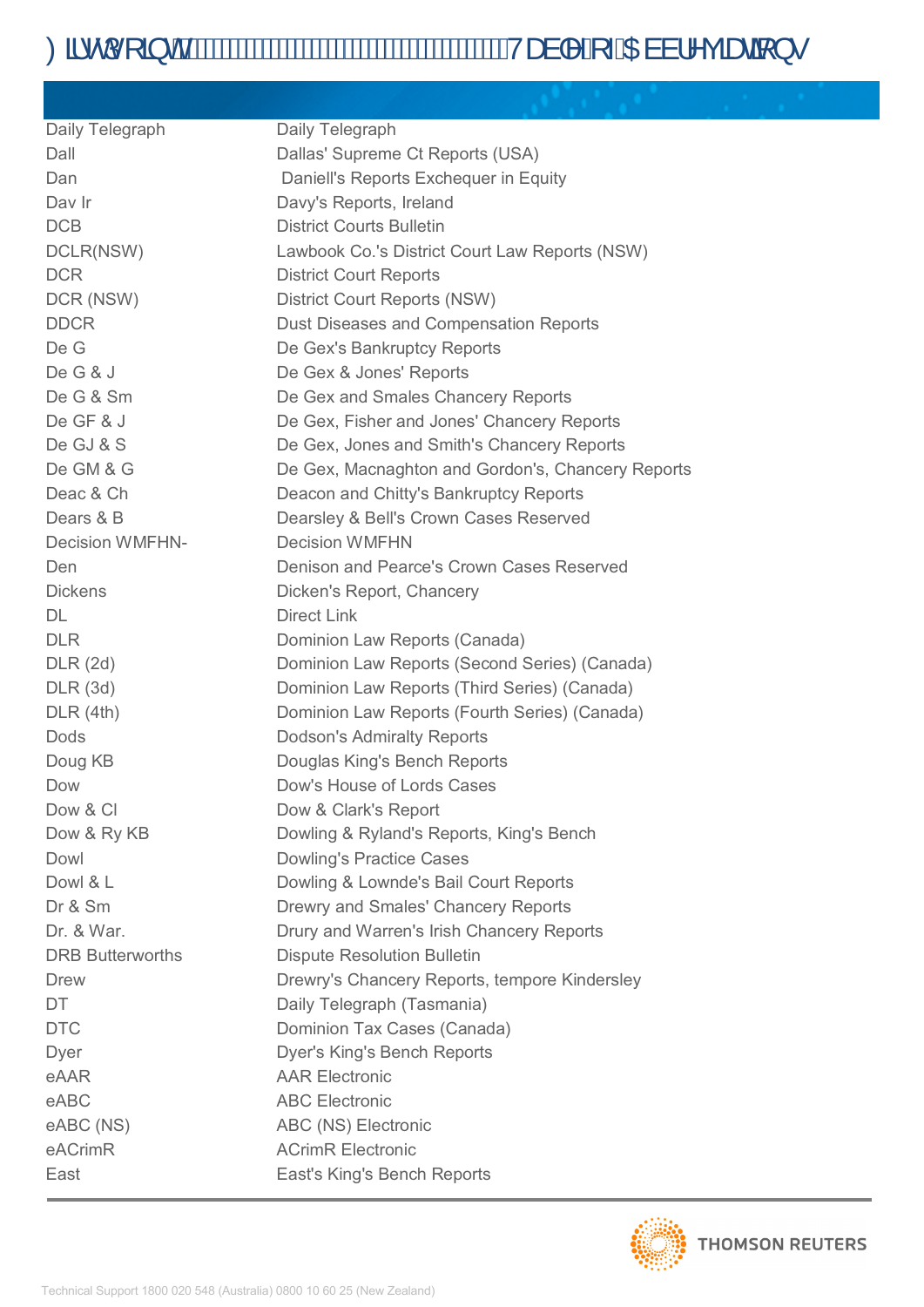| | |
|---|---|
| Daily Telegraph | Daily Telegraph |
| Dall | Dallas' Supreme Ct Reports (USA) |
| Dan | Daniell's Reports Exchequer in Equity |
| Dav Ir | Davy's Reports, Ireland |
| DCB | District Courts Bulletin |
| DCLR(NSW) | Lawbook Co.'s District Court Law Reports (NSW) |
| DCR | District Court Reports |
| DCR (NSW) | District Court Reports (NSW) |
| DDCR | Dust Diseases and Compensation Reports |
| De G | De Gex's Bankruptcy Reports |
| De G & J | De Gex & Jones' Reports |
| De G & Sm | De Gex and Smales Chancery Reports |
| De GF & J | De Gex, Fisher and Jones' Chancery Reports |
| De GJ & S | De Gex, Jones and Smith's Chancery Reports |
| De GM & G | De Gex, Macnaghton and Gordon's, Chancery Reports |
| Deac & Ch | Deacon and Chitty's Bankruptcy Reports |
| Dears & B | Dearsley & Bell's Crown Cases Reserved |
| Decision WMFHN- | Decision WMFHN |
| Den | Denison and Pearce's Crown Cases Reserved |
| Dickens | Dicken's Report, Chancery |
| DL | Direct Link |
| DLR | Dominion Law Reports (Canada) |
| DLR (2d) | Dominion Law Reports (Second Series) (Canada) |
| DLR (3d) | Dominion Law Reports (Third Series) (Canada) |
| DLR (4th) | Dominion Law Reports (Fourth Series) (Canada) |
| Dods | Dodson's Admiralty Reports |
| Doug KB | Douglas King's Bench Reports |
| Dow | Dow's House of Lords Cases |
| Dow & Cl | Dow & Clark's Report |
| Dow & Ry KB | Dowling & Ryland's Reports, King's Bench |
| Dowl | Dowling's Practice Cases |
| Dowl & L | Dowling & Lownde's Bail Court Reports |
| Dr & Sm | Drewry and Smales' Chancery Reports |
| Dr. & War. | Drury and Warren's Irish Chancery Reports |
| DRB Butterworths | Dispute Resolution Bulletin |
| Drew | Drewry's Chancery Reports, tempore Kindersley |
| DT | Daily Telegraph (Tasmania) |
| DTC | Dominion Tax Cases (Canada) |
| Dyer | Dyer's King's Bench Reports |
| eAAR | AAR Electronic |
| eABC | ABC Electronic |
| eABC (NS) | ABC (NS) Electronic |
| eACrimR | ACrimR Electronic |
| East | East's King's Bench Reports |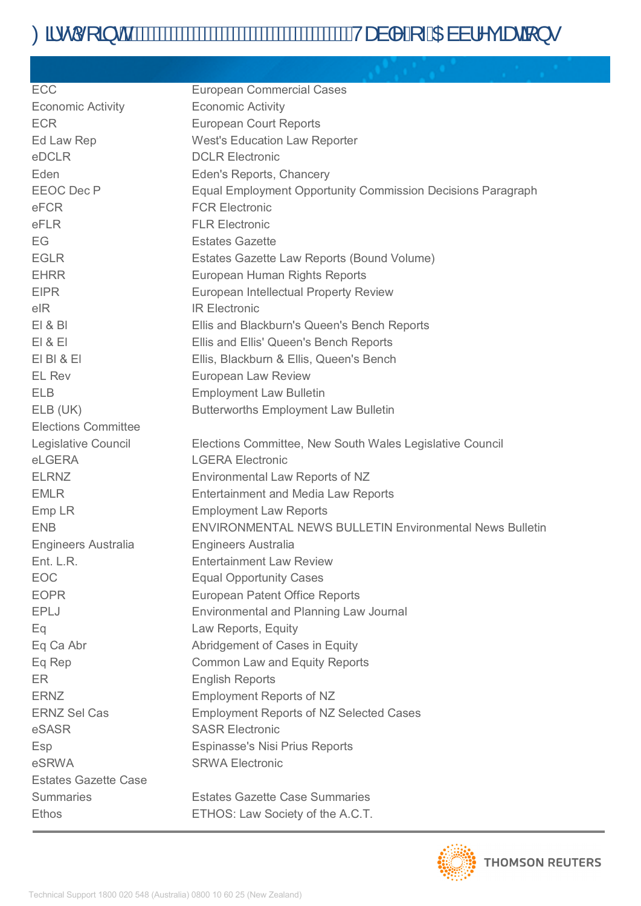| | |
|---|---|
| ECC | European Commercial Cases |
| Economic Activity | Economic Activity |
| ECR | European Court Reports |
| Ed Law Rep | West's Education Law Reporter |
| eDCLR | DCLR Electronic |
| Eden | Eden's Reports, Chancery |
| EEOC Dec P | Equal Employment Opportunity Commission Decisions Paragraph |
| eFCR | FCR Electronic |
| eFLR | FLR Electronic |
| EG | Estates Gazette |
| EGLR | Estates Gazette Law Reports (Bound Volume) |
| EHRR | European Human Rights Reports |
| EIPR | European Intellectual Property Review |
| eIR | IR Electronic |
| El & Bl | Ellis and Blackburn's Queen's Bench Reports |
| El & El | Ellis and Ellis' Queen's Bench Reports |
| El Bl & El | Ellis, Blackburn & Ellis, Queen's Bench |
| EL Rev | European Law Review |
| ELB | Employment Law Bulletin |
| ELB (UK) | Butterworths Employment Law Bulletin |
| Elections Committee Legislative Council | Elections Committee, New South Wales Legislative Council |
| eLGERA | LGERA Electronic |
| ELRNZ | Environmental Law Reports of NZ |
| EMLR | Entertainment and Media Law Reports |
| Emp LR | Employment Law Reports |
| ENB | ENVIRONMENTAL NEWS BULLETIN Environmental News Bulletin |
| Engineers Australia | Engineers Australia |
| Ent. L.R. | Entertainment Law Review |
| EOC | Equal Opportunity Cases |
| EOPR | European Patent Office Reports |
| EPLJ | Environmental and Planning Law Journal |
| Eq | Law Reports, Equity |
| Eq Ca Abr | Abridgement of Cases in Equity |
| Eq Rep | Common Law and Equity Reports |
| ER | English Reports |
| ERNZ | Employment Reports of NZ |
| ERNZ Sel Cas | Employment Reports of NZ Selected Cases |
| eSASR | SASR Electronic |
| Esp | Espinasse's Nisi Prius Reports |
| eSRWA | SRWA Electronic |
| Estates Gazette Case Summaries | Estates Gazette Case Summaries |
| Ethos | ETHOS: Law Society of the A.C.T. |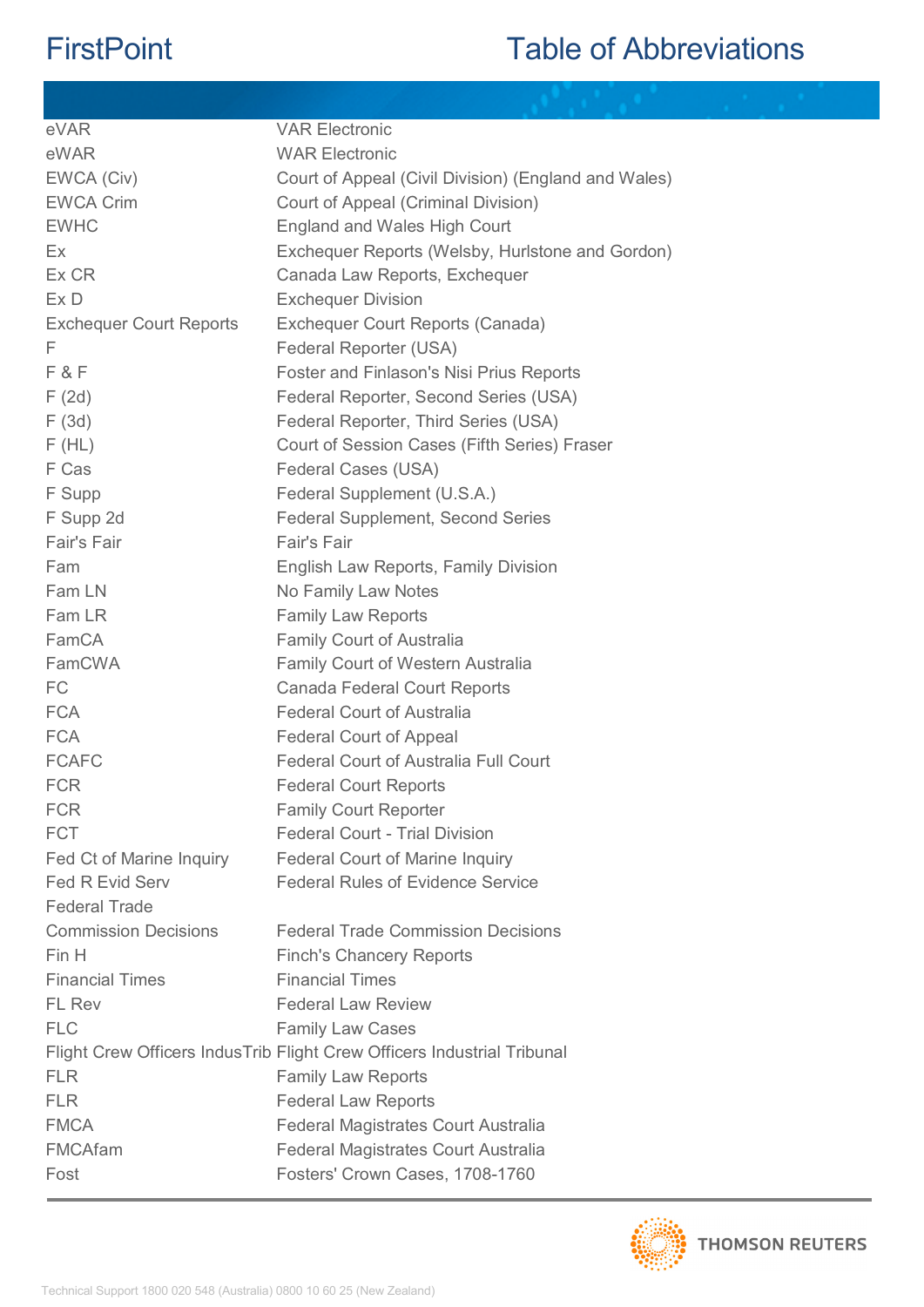# FirstPoint

# Table of Abbreviations

| | |
|---|---|
| eVAR | VAR Electronic |
| eWAR | WAR Electronic |
| EWCA (Civ) | Court of Appeal (Civil Division) (England and Wales) |
| EWCA Crim | Court of Appeal (Criminal Division) |
| EWHC | England and Wales High Court |
| Ex | Exchequer Reports (Welsby, Hurlstone and Gordon) |
| Ex CR | Canada Law Reports, Exchequer |
| Ex D | Exchequer Division |
| Exchequer Court Reports | Exchequer Court Reports (Canada) |
| F | Federal Reporter (USA) |
| F & F | Foster and Finlason's Nisi Prius Reports |
| F (2d) | Federal Reporter, Second Series (USA) |
| F (3d) | Federal Reporter, Third Series (USA) |
| F (HL) | Court of Session Cases (Fifth Series) Fraser |
| F Cas | Federal Cases (USA) |
| F Supp | Federal Supplement (U.S.A.) |
| F Supp 2d | Federal Supplement, Second Series |
| Fair's Fair | Fair's Fair |
| Fam | English Law Reports, Family Division |
| Fam LN | No Family Law Notes |
| Fam LR | Family Law Reports |
| FamCA | Family Court of Australia |
| FamCWA | Family Court of Western Australia |
| FC | Canada Federal Court Reports |
| FCA | Federal Court of Australia |
| FCA | Federal Court of Appeal |
| FCAFC | Federal Court of Australia Full Court |
| FCR | Federal Court Reports |
| FCR | Family Court Reporter |
| FCT | Federal Court - Trial Division |
| Fed Ct of Marine Inquiry | Federal Court of Marine Inquiry |
| Fed R Evid Serv | Federal Rules of Evidence Service |
| Federal Trade Commission Decisions | Federal Trade Commission Decisions |
| Fin H | Finch's Chancery Reports |
| Financial Times | Financial Times |
| FL Rev | Federal Law Review |
| FLC | Family Law Cases |
| Flight Crew Officers IndusTrib | Flight Crew Officers Industrial Tribunal |
| FLR | Family Law Reports |
| FLR | Federal Law Reports |
| FMCA | Federal Magistrates Court Australia |
| FMCAfam | Federal Magistrates Court Australia |
| Fost | Fosters' Crown Cases, 1708-1760 |

Technical Support 1800 020 548 (Australia) 0800 10 60 25 (New Zealand)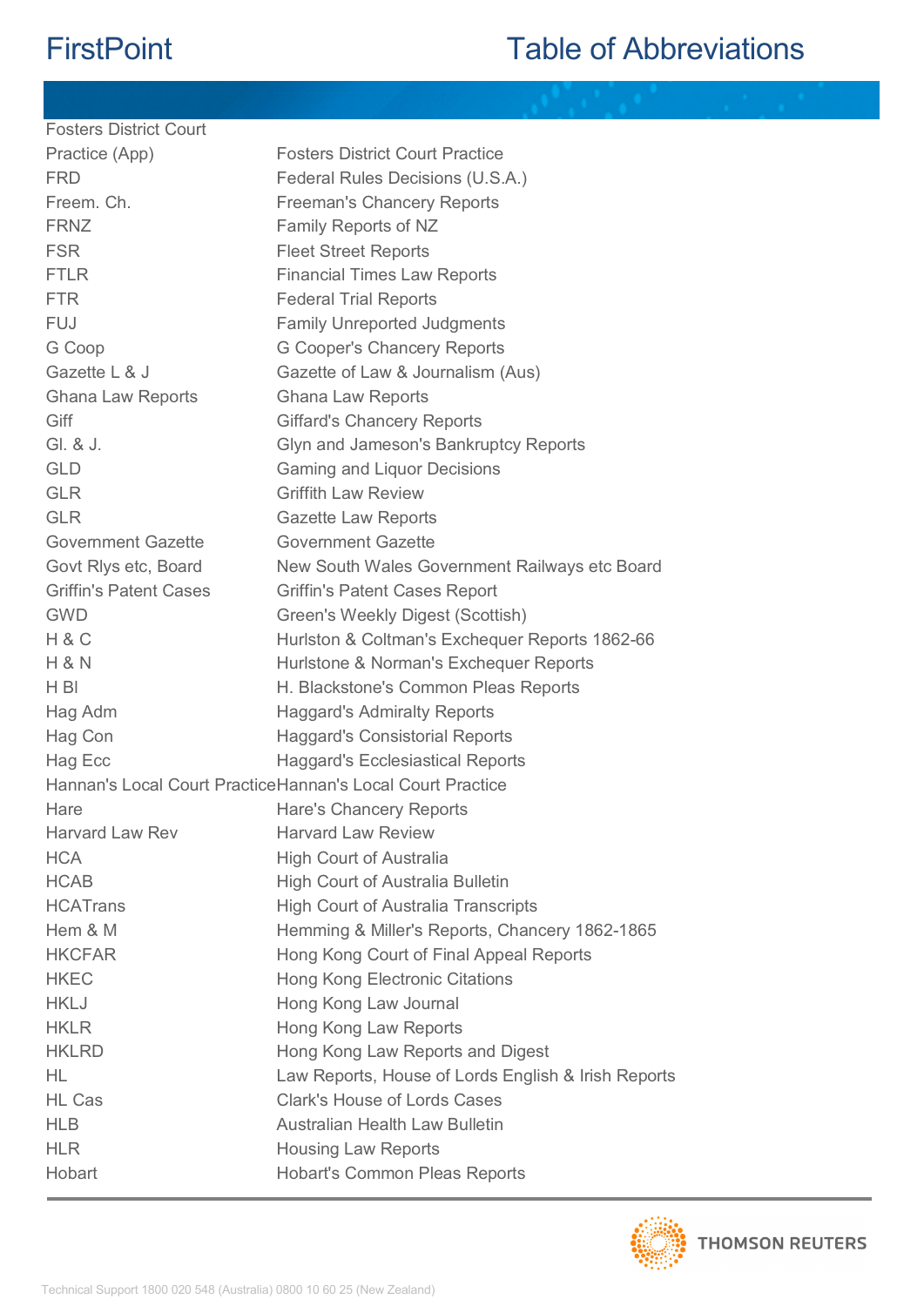| | |
|---|---|
| Fosters District Court Practice (App) | Fosters District Court Practice |
| FRD | Federal Rules Decisions (U.S.A.) |
| Freem. Ch. | Freeman's Chancery Reports |
| FRNZ | Family Reports of NZ |
| FSR | Fleet Street Reports |
| FTLR | Financial Times Law Reports |
| FTR | Federal Trial Reports |
| FUJ | Family Unreported Judgments |
| G Coop | G Cooper's Chancery Reports |
| Gazette L & J | Gazette of Law & Journalism (Aus) |
| Ghana Law Reports | Ghana Law Reports |
| Giff | Giffard's Chancery Reports |
| Gl. & J. | Glyn and Jameson's Bankruptcy Reports |
| GLD | Gaming and Liquor Decisions |
| GLR | Griffith Law Review |
| GLR | Gazette Law Reports |
| Government Gazette | Government Gazette |
| Govt Rlys etc, Board | New South Wales Government Railways etc Board |
| Griffin's Patent Cases | Griffin's Patent Cases Report |
| GWD | Green's Weekly Digest (Scottish) |
| H & C | Hurlston & Coltman's Exchequer Reports 1862-66 |
| H & N | Hurlstone & Norman's Exchequer Reports |
| H Bl | H. Blackstone's Common Pleas Reports |
| Hag Adm | Haggard's Admiralty Reports |
| Hag Con | Haggard's Consistorial Reports |
| Hag Ecc | Haggard's Ecclesiastical Reports |
| Hannan's Local Court Practice | Hannan's Local Court Practice |
| Hare | Hare's Chancery Reports |
| Harvard Law Rev | Harvard Law Review |
| HCA | High Court of Australia |
| HCAB | High Court of Australia Bulletin |
| HCATrans | High Court of Australia Transcripts |
| Hem & M | Hemming & Miller's Reports, Chancery 1862-1865 |
| HKCFAR | Hong Kong Court of Final Appeal Reports |
| HKEC | Hong Kong Electronic Citations |
| HKLJ | Hong Kong Law Journal |
| HKLR | Hong Kong Law Reports |
| HKLRD | Hong Kong Law Reports and Digest |
| HL | Law Reports, House of Lords English & Irish Reports |
| HL Cas | Clark's House of Lords Cases |
| HLB | Australian Health Law Bulletin |
| HLR | Housing Law Reports |
| Hobart | Hobart's Common Pleas Reports |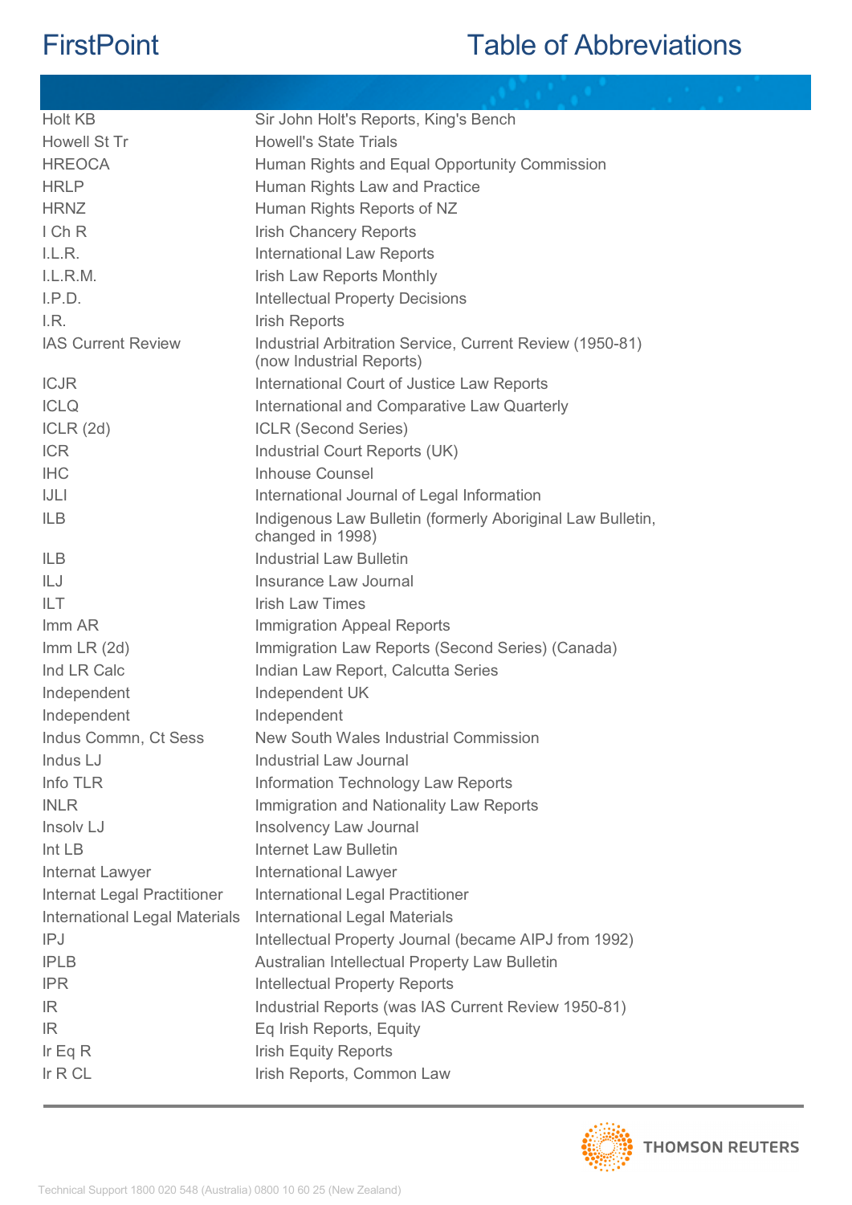| | |
|---|---|
| Holt KB | Sir John Holt's Reports, King's Bench |
| Howell St Tr | Howell's State Trials |
| HREOCA | Human Rights and Equal Opportunity Commission |
| HRLP | Human Rights Law and Practice |
| HRNZ | Human Rights Reports of NZ |
| I Ch R | Irish Chancery Reports |
| I.L.R. | International Law Reports |
| I.L.R.M. | Irish Law Reports Monthly |
| I.P.D. | Intellectual Property Decisions |
| I.R. | Irish Reports |
| IAS Current Review | Industrial Arbitration Service, Current Review (1950-81) (now Industrial Reports) |
| ICJR | International Court of Justice Law Reports |
| ICLQ | International and Comparative Law Quarterly |
| ICLR (2d) | ICLR (Second Series) |
| ICR | Industrial Court Reports (UK) |
| IHC | Inhouse Counsel |
| IJLI | International Journal of Legal Information |
| ILB | Indigenous Law Bulletin (formerly Aboriginal Law Bulletin, changed in 1998) |
| ILB | Industrial Law Bulletin |
| ILJ | Insurance Law Journal |
| ILT | Irish Law Times |
| Imm AR | Immigration Appeal Reports |
| Imm LR (2d) | Immigration Law Reports (Second Series) (Canada) |
| Ind LR Calc | Indian Law Report, Calcutta Series |
| Independent | Independent UK |
| Independent | Independent |
| Indus Commn, Ct Sess | New South Wales Industrial Commission |
| Indus LJ | Industrial Law Journal |
| Info TLR | Information Technology Law Reports |
| INLR | Immigration and Nationality Law Reports |
| Insolv LJ | Insolvency Law Journal |
| Int LB | Internet Law Bulletin |
| Internat Lawyer | International Lawyer |
| Internat Legal Practitioner | International Legal Practitioner |
| International Legal Materials | International Legal Materials |
| IPJ | Intellectual Property Journal (became AIPJ from 1992) |
| IPLB | Australian Intellectual Property Law Bulletin |
| IPR | Intellectual Property Reports |
| IR | Industrial Reports (was IAS Current Review 1950-81) |
| IR | Eq Irish Reports, Equity |
| Ir Eq R | Irish Equity Reports |
| Ir R CL | Irish Reports, Common Law |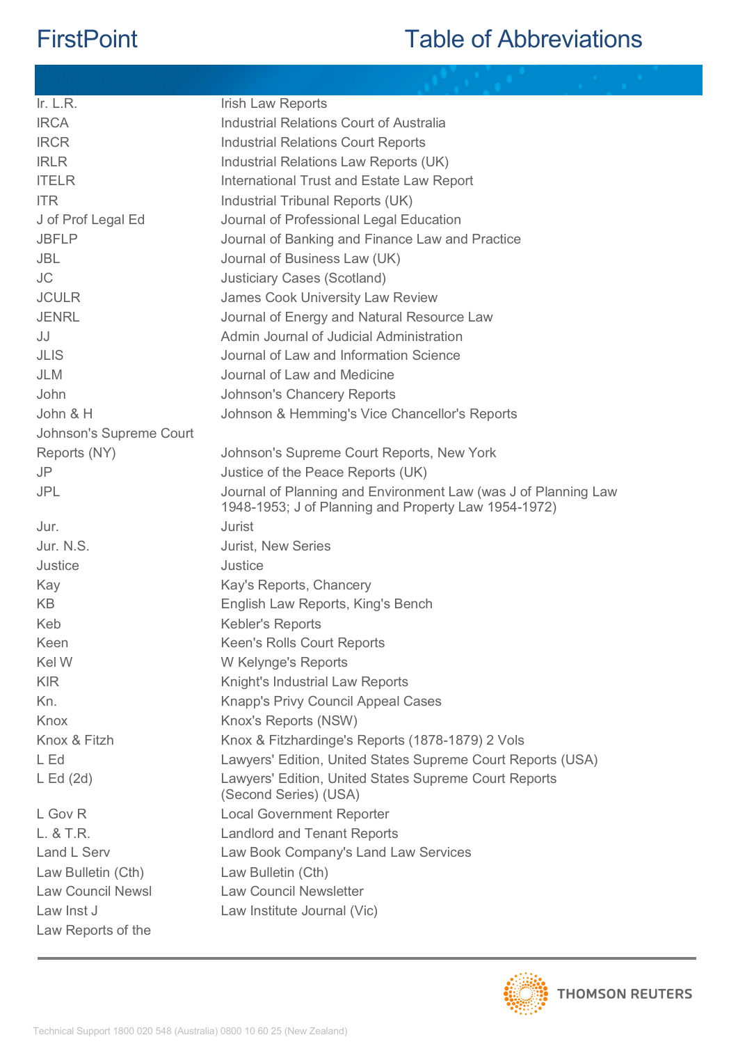| Abbreviation | Full Title |
|---|---|
| Ir. L.R. | Irish Law Reports |
| IRCA | Industrial Relations Court of Australia |
| IRCR | Industrial Relations Court Reports |
| IRLR | Industrial Relations Law Reports (UK) |
| ITELR | International Trust and Estate Law Report |
| ITR | Industrial Tribunal Reports (UK) |
| J of Prof Legal Ed | Journal of Professional Legal Education |
| JBFLP | Journal of Banking and Finance Law and Practice |
| JBL | Journal of Business Law (UK) |
| JC | Justiciary Cases (Scotland) |
| JCULR | James Cook University Law Review |
| JENRL | Journal of Energy and Natural Resource Law |
| JJ | Admin Journal of Judicial Administration |
| JLIS | Journal of Law and Information Science |
| JLM | Journal of Law and Medicine |
| John | Johnson's Chancery Reports |
| John & H | Johnson & Hemming's Vice Chancellor's Reports |
| Johnson's Supreme Court Reports (NY) | Johnson's Supreme Court Reports, New York |
| JP | Justice of the Peace Reports (UK) |
| JPL | Journal of Planning and Environment Law (was J of Planning Law 1948-1953; J of Planning and Property Law 1954-1972) |
| Jur. | Jurist |
| Jur. N.S. | Jurist, New Series |
| Justice | Justice |
| Kay | Kay's Reports, Chancery |
| KB | English Law Reports, King's Bench |
| Keb | Kebler's Reports |
| Keen | Keen's Rolls Court Reports |
| Kel W | W Kelynge's Reports |
| KIR | Knight's Industrial Law Reports |
| Kn. | Knapp's Privy Council Appeal Cases |
| Knox | Knox's Reports (NSW) |
| Knox & Fitzh | Knox & Fitzhardinge's Reports (1878-1879) 2 Vols |
| L Ed | Lawyers' Edition, United States Supreme Court Reports (USA) |
| L Ed (2d) | Lawyers' Edition, United States Supreme Court Reports (Second Series) (USA) |
| L Gov R | Local Government Reporter |
| L. & T.R. | Landlord and Tenant Reports |
| Land L Serv | Law Book Company's Land Law Services |
| Law Bulletin (Cth) | Law Bulletin (Cth) |
| Law Council Newsl | Law Council Newsletter |
| Law Inst J | Law Institute Journal (Vic) |
| Law Reports of the | |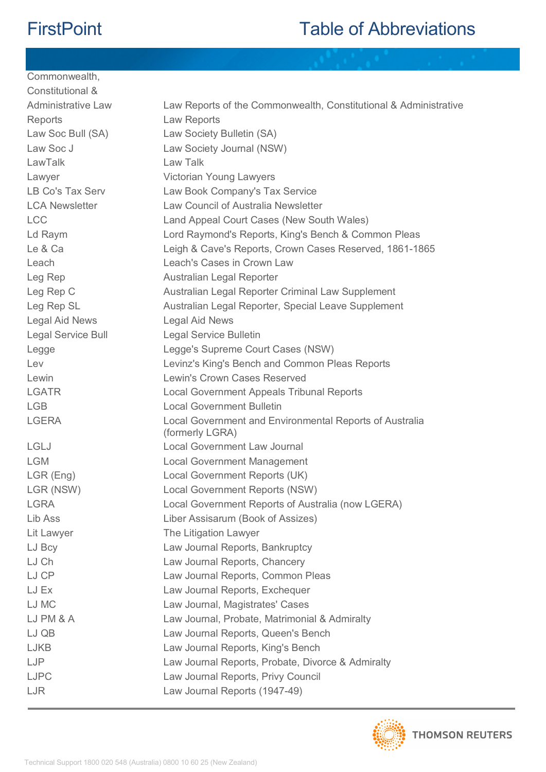| | |
|---|---|
| Commonwealth, Constitutional & Administrative Law Reports | Law Reports of the Commonwealth, Constitutional & Administrative Law Reports |
| Law Soc Bull (SA) | Law Society Bulletin (SA) |
| Law Soc J | Law Society Journal (NSW) |
| LawTalk | Law Talk |
| Lawyer | Victorian Young Lawyers |
| LB Co's Tax Serv | Law Book Company's Tax Service |
| LCA Newsletter | Law Council of Australia Newsletter |
| LCC | Land Appeal Court Cases (New South Wales) |
| Ld Raym | Lord Raymond's Reports, King's Bench & Common Pleas |
| Le & Ca | Leigh & Cave's Reports, Crown Cases Reserved, 1861-1865 |
| Leach | Leach's Cases in Crown Law |
| Leg Rep | Australian Legal Reporter |
| Leg Rep C | Australian Legal Reporter Criminal Law Supplement |
| Leg Rep SL | Australian Legal Reporter, Special Leave Supplement |
| Legal Aid News | Legal Aid News |
| Legal Service Bull | Legal Service Bulletin |
| Legge | Legge's Supreme Court Cases (NSW) |
| Lev | Levinz's King's Bench and Common Pleas Reports |
| Lewin | Lewin's Crown Cases Reserved |
| LGATR | Local Government Appeals Tribunal Reports |
| LGB | Local Government Bulletin |
| LGERA | Local Government and Environmental Reports of Australia (formerly LGRA) |
| LGLJ | Local Government Law Journal |
| LGM | Local Government Management |
| LGR (Eng) | Local Government Reports (UK) |
| LGR (NSW) | Local Government Reports (NSW) |
| LGRA | Local Government Reports of Australia (now LGERA) |
| Lib Ass | Liber Assisarum (Book of Assizes) |
| Lit Lawyer | The Litigation Lawyer |
| LJ Bcy | Law Journal Reports, Bankruptcy |
| LJ Ch | Law Journal Reports, Chancery |
| LJ CP | Law Journal Reports, Common Pleas |
| LJ Ex | Law Journal Reports, Exchequer |
| LJ MC | Law Journal, Magistrates' Cases |
| LJ PM & A | Law Journal, Probate, Matrimonial & Admiralty |
| LJ QB | Law Journal Reports, Queen's Bench |
| LJKB | Law Journal Reports, King's Bench |
| LJP | Law Journal Reports, Probate, Divorce & Admiralty |
| LJPC | Law Journal Reports, Privy Council |
| LJR | Law Journal Reports (1947-49) |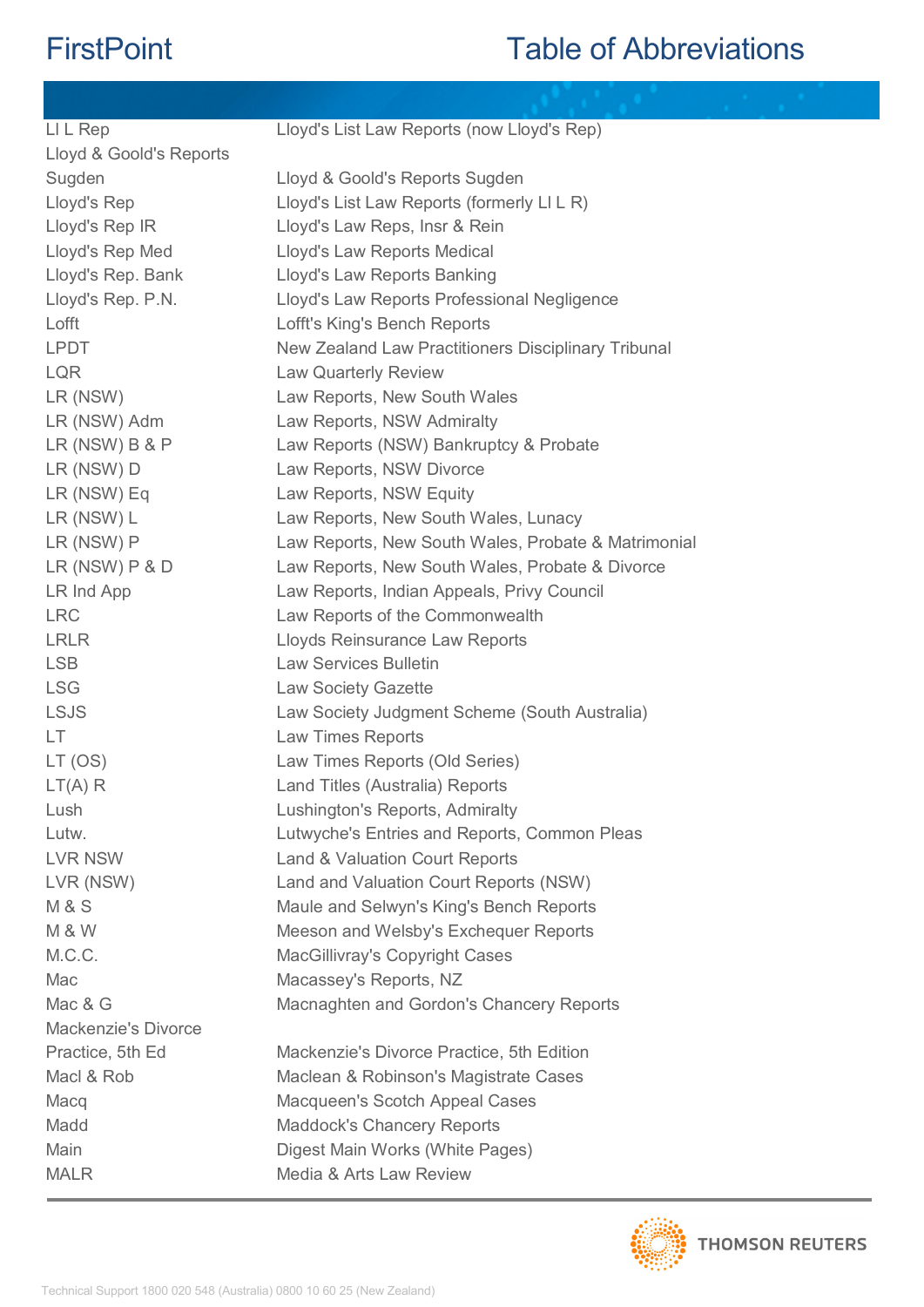# FirstPoint Table of Abbreviations

| | |
|---|---|
| Ll L Rep | Lloyd's List Law Reports (now Lloyd's Rep) |
| Lloyd & Goold's Reports Sugden | Lloyd & Goold's Reports Sugden |
| Lloyd's Rep | Lloyd's List Law Reports (formerly Ll L R) |
| Lloyd's Rep IR | Lloyd's Law Reps, Insr & Rein |
| Lloyd's Rep Med | Lloyd's Law Reports Medical |
| Lloyd's Rep. Bank | Lloyd's Law Reports Banking |
| Lloyd's Rep. P.N. | Lloyd's Law Reports Professional Negligence |
| Lofft | Lofft's King's Bench Reports |
| LPDT | New Zealand Law Practitioners Disciplinary Tribunal |
| LQR | Law Quarterly Review |
| LR (NSW) | Law Reports, New South Wales |
| LR (NSW) Adm | Law Reports, NSW Admiralty |
| LR (NSW) B & P | Law Reports (NSW) Bankruptcy & Probate |
| LR (NSW) D | Law Reports, NSW Divorce |
| LR (NSW) Eq | Law Reports, NSW Equity |
| LR (NSW) L | Law Reports, New South Wales, Lunacy |
| LR (NSW) P | Law Reports, New South Wales, Probate & Matrimonial |
| LR (NSW) P & D | Law Reports, New South Wales, Probate & Divorce |
| LR Ind App | Law Reports, Indian Appeals, Privy Council |
| LRC | Law Reports of the Commonwealth |
| LRLR | Lloyds Reinsurance Law Reports |
| LSB | Law Services Bulletin |
| LSG | Law Society Gazette |
| LSJS | Law Society Judgment Scheme (South Australia) |
| LT | Law Times Reports |
| LT (OS) | Law Times Reports (Old Series) |
| LT(A) R | Land Titles (Australia) Reports |
| Lush | Lushington's Reports, Admiralty |
| Lutw. | Lutwyche's Entries and Reports, Common Pleas |
| LVR NSW | Land & Valuation Court Reports |
| LVR (NSW) | Land and Valuation Court Reports (NSW) |
| M & S | Maule and Selwyn's King's Bench Reports |
| M & W | Meeson and Welsby's Exchequer Reports |
| M.C.C. | MacGillivray's Copyright Cases |
| Mac | Macassey's Reports, NZ |
| Mac & G | Macnaghten and Gordon's Chancery Reports |
| Mackenzie's Divorce Practice, 5th Ed | Mackenzie's Divorce Practice, 5th Edition |
| Macl & Rob | Maclean & Robinson's Magistrate Cases |
| Macq | Macqueen's Scotch Appeal Cases |
| Madd | Maddock's Chancery Reports |
| Main | Digest Main Works (White Pages) |
| MALR | Media & Arts Law Review |

THOMSON REUTERS

Technical Support 1800 020 548 (Australia) 0800 10 60 25 (New Zealand)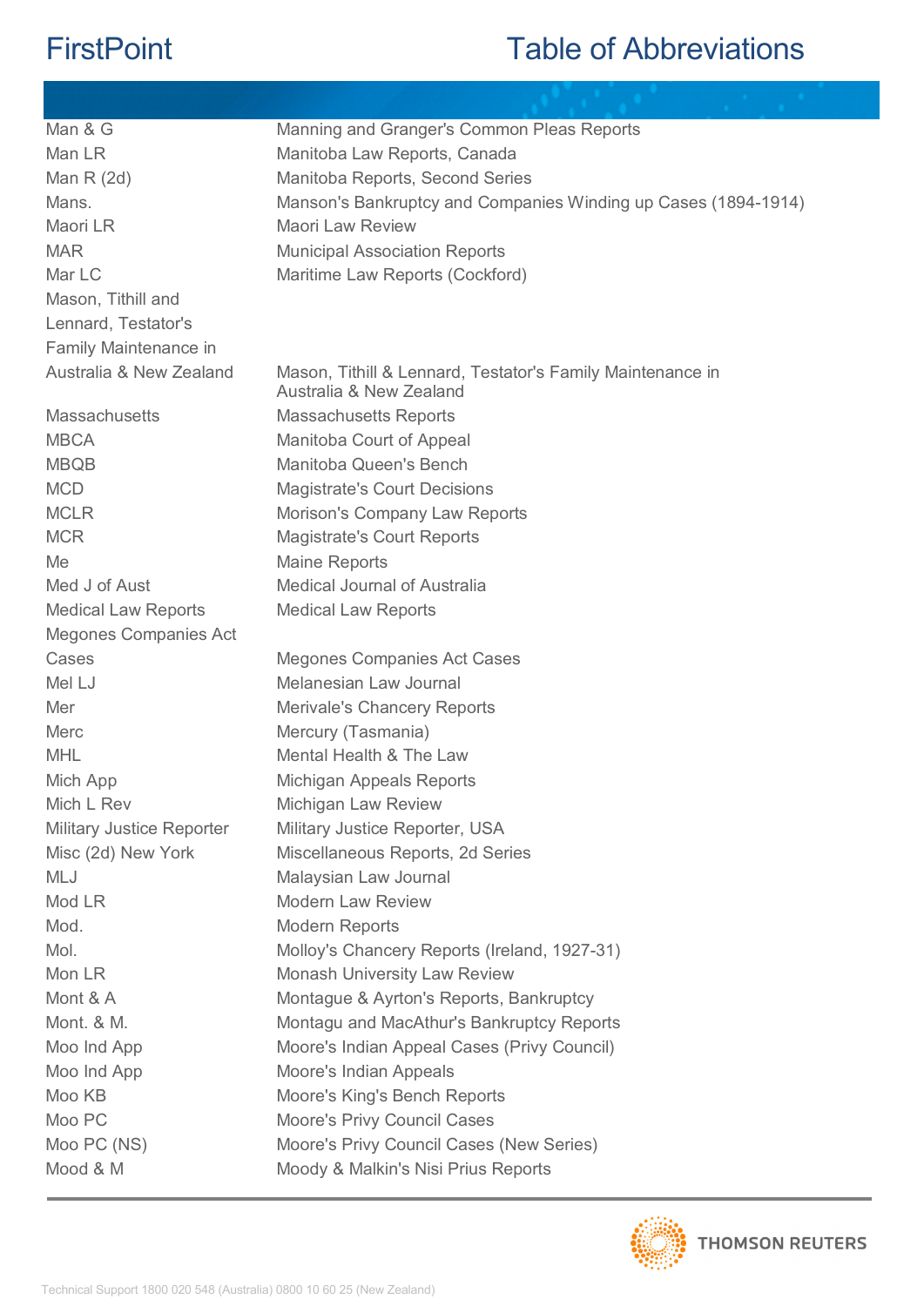| | |
|---|---|
| Man & G | Manning and Granger's Common Pleas Reports |
| Man LR | Manitoba Law Reports, Canada |
| Man R (2d) | Manitoba Reports, Second Series |
| Mans. | Manson's Bankruptcy and Companies Winding up Cases (1894-1914) |
| Maori LR | Maori Law Review |
| MAR | Municipal Association Reports |
| Mar LC | Maritime Law Reports (Cockford) |
| Mason, Tithill and Lennard, Testator's Family Maintenance in Australia & New Zealand | Mason, Tithill & Lennard, Testator's Family Maintenance in Australia & New Zealand |
| Massachusetts | Massachusetts Reports |
| MBCA | Manitoba Court of Appeal |
| MBQB | Manitoba Queen's Bench |
| MCD | Magistrate's Court Decisions |
| MCLR | Morison's Company Law Reports |
| MCR | Magistrate's Court Reports |
| Me | Maine Reports |
| Med J of Aust | Medical Journal of Australia |
| Medical Law Reports | Medical Law Reports |
| Megones Companies Act Cases | Megones Companies Act Cases |
| Mel LJ | Melanesian Law Journal |
| Mer | Merivale's Chancery Reports |
| Merc | Mercury (Tasmania) |
| MHL | Mental Health & The Law |
| Mich App | Michigan Appeals Reports |
| Mich L Rev | Michigan Law Review |
| Military Justice Reporter | Military Justice Reporter, USA |
| Misc (2d) New York | Miscellaneous Reports, 2d Series |
| MLJ | Malaysian Law Journal |
| Mod LR | Modern Law Review |
| Mod. | Modern Reports |
| Mol. | Molloy's Chancery Reports (Ireland, 1927-31) |
| Mon LR | Monash University Law Review |
| Mont & A | Montague & Ayrton's Reports, Bankruptcy |
| Mont. & M. | Montagu and MacArthur's Bankruptcy Reports |
| Moo Ind App | Moore's Indian Appeal Cases (Privy Council) |
| Moo Ind App | Moore's Indian Appeals |
| Moo KB | Moore's King's Bench Reports |
| Moo PC | Moore's Privy Council Cases |
| Moo PC (NS) | Moore's Privy Council Cases (New Series) |
| Mood & M | Moody & Malkin's Nisi Prius Reports |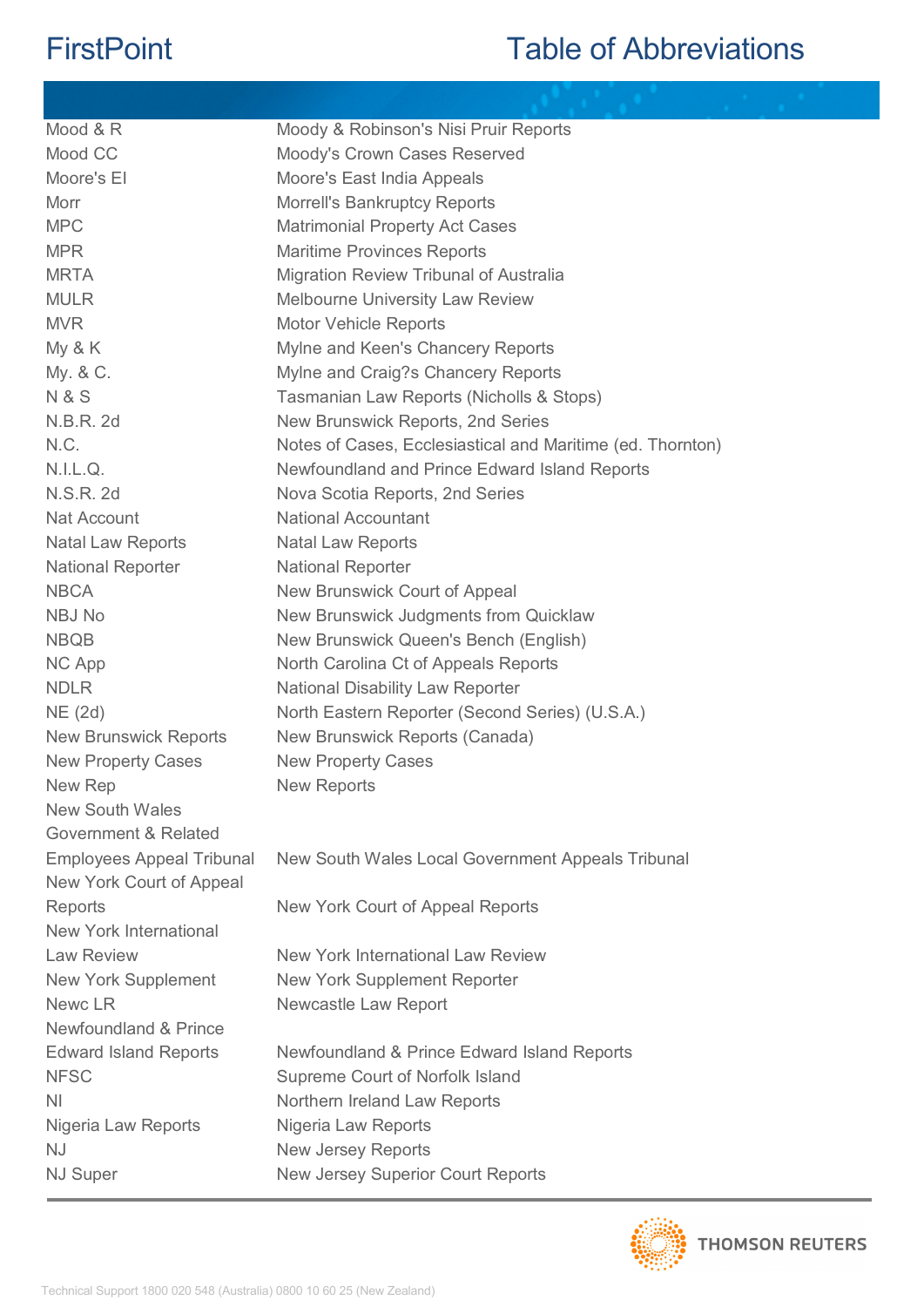# FirstPoint

# Table of Abbreviations

| | |
|---|---|
| Mood & R | Moody & Robinson's Nisi Pruir Reports |
| Mood CC | Moody's Crown Cases Reserved |
| Moore's EI | Moore's East India Appeals |
| Morr | Morrell's Bankruptcy Reports |
| MPC | Matrimonial Property Act Cases |
| MPR | Maritime Provinces Reports |
| MRTA | Migration Review Tribunal of Australia |
| MULR | Melbourne University Law Review |
| MVR | Motor Vehicle Reports |
| My & K | Mylne and Keen's Chancery Reports |
| My. & C. | Mylne and Craig?s Chancery Reports |
| N & S | Tasmanian Law Reports (Nicholls & Stops) |
| N.B.R. 2d | New Brunswick Reports, 2nd Series |
| N.C. | Notes of Cases, Ecclesiastical and Maritime (ed. Thornton) |
| N.I.L.Q. | Newfoundland and Prince Edward Island Reports |
| N.S.R. 2d | Nova Scotia Reports, 2nd Series |
| Nat Account | National Accountant |
| Natal Law Reports | Natal Law Reports |
| National Reporter | National Reporter |
| NBCA | New Brunswick Court of Appeal |
| NBJ No | New Brunswick Judgments from Quicklaw |
| NBQB | New Brunswick Queen's Bench (English) |
| NC App | North Carolina Ct of Appeals Reports |
| NDLR | National Disability Law Reporter |
| NE (2d) | North Eastern Reporter (Second Series) (U.S.A.) |
| New Brunswick Reports | New Brunswick Reports (Canada) |
| New Property Cases | New Property Cases |
| New Rep | New Reports |
| New South Wales Government & Related Employees Appeal Tribunal | New South Wales Local Government Appeals Tribunal |
| New York Court of Appeal Reports | New York Court of Appeal Reports |
| New York International Law Review | New York International Law Review |
| New York Supplement | New York Supplement Reporter |
| Newc LR | Newcastle Law Report |
| Newfoundland & Prince Edward Island Reports | Newfoundland & Prince Edward Island Reports |
| NFSC | Supreme Court of Norfolk Island |
| NI | Northern Ireland Law Reports |
| Nigeria Law Reports | Nigeria Law Reports |
| NJ | New Jersey Reports |
| NJ Super | New Jersey Superior Court Reports |

Technical Support 1800 020 548 (Australia) 0800 10 60 25 (New Zealand)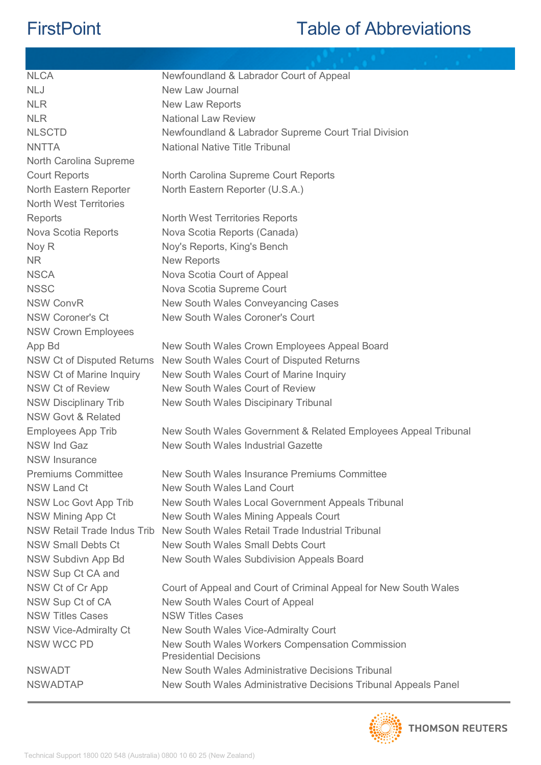| | |
|---|---|
| NLCA | Newfoundland & Labrador Court of Appeal |
| NLJ | New Law Journal |
| NLR | New Law Reports |
| NLR | National Law Review |
| NLSCTD | Newfoundland & Labrador Supreme Court Trial Division |
| NNTTA | National Native Title Tribunal |
| North Carolina Supreme Court Reports | North Carolina Supreme Court Reports |
| North Eastern Reporter | North Eastern Reporter (U.S.A.) |
| North West Territories Reports | North West Territories Reports |
| Nova Scotia Reports | Nova Scotia Reports (Canada) |
| Noy R | Noy's Reports, King's Bench |
| NR | New Reports |
| NSCA | Nova Scotia Court of Appeal |
| NSSC | Nova Scotia Supreme Court |
| NSW ConvR | New South Wales Conveyancing Cases |
| NSW Coroner's Ct | New South Wales Coroner's Court |
| NSW Crown Employees App Bd | New South Wales Crown Employees Appeal Board |
| NSW Ct of Disputed Returns | New South Wales Court of Disputed Returns |
| NSW Ct of Marine Inquiry | New South Wales Court of Marine Inquiry |
| NSW Ct of Review | New South Wales Court of Review |
| NSW Disciplinary Trib | New South Wales Discipinary Tribunal |
| NSW Govt & Related Employees App Trib | New South Wales Government & Related Employees Appeal Tribunal |
| NSW Ind Gaz | New South Wales Industrial Gazette |
| NSW Insurance Premiums Committee | New South Wales Insurance Premiums Committee |
| NSW Land Ct | New South Wales Land Court |
| NSW Loc Govt App Trib | New South Wales Local Government Appeals Tribunal |
| NSW Mining App Ct | New South Wales Mining Appeals Court |
| NSW Retail Trade Indus Trib | New South Wales Retail Trade Industrial Tribunal |
| NSW Small Debts Ct | New South Wales Small Debts Court |
| NSW Subdivn App Bd | New South Wales Subdivision Appeals Board |
| NSW Sup Ct CA and NSW Ct of Cr App | Court of Appeal and Court of Criminal Appeal for New South Wales |
| NSW Sup Ct of CA | New South Wales Court of Appeal |
| NSW Titles Cases | NSW Titles Cases |
| NSW Vice-Admiralty Ct | New South Wales Vice-Admiralty Court |
| NSW WCC PD | New South Wales Workers Compensation Commission Presidential Decisions |
| NSWADT | New South Wales Administrative Decisions Tribunal |
| NSWADTAP | New South Wales Administrative Decisions Tribunal Appeals Panel |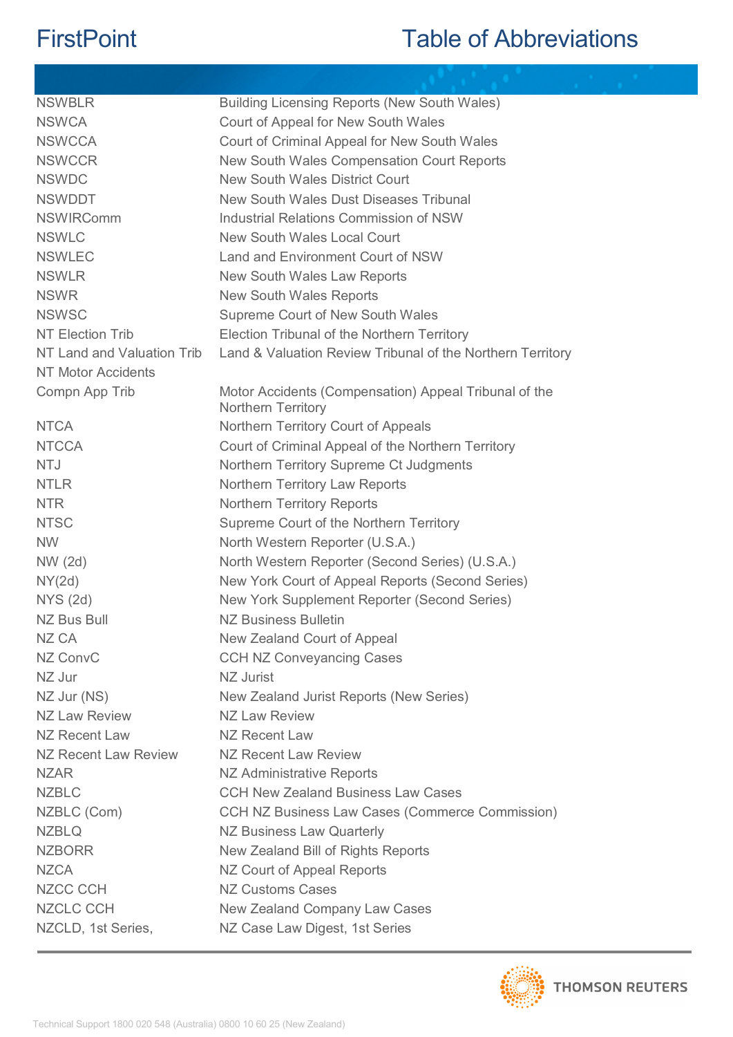# FirstPoint

# Table of Abbreviations

| | |
|---|---|
| NSWBLR | Building Licensing Reports (New South Wales) |
| NSWCA | Court of Appeal for New South Wales |
| NSWCCA | Court of Criminal Appeal for New South Wales |
| NSWCCR | New South Wales Compensation Court Reports |
| NSWDC | New South Wales District Court |
| NSWDDT | New South Wales Dust Diseases Tribunal |
| NSWIRComm | Industrial Relations Commission of NSW |
| NSWLC | New South Wales Local Court |
| NSWLEC | Land and Environment Court of NSW |
| NSWLR | New South Wales Law Reports |
| NSWR | New South Wales Reports |
| NSWSC | Supreme Court of New South Wales |
| NT Election Trib | Election Tribunal of the Northern Territory |
| NT Land and Valuation Trib | Land & Valuation Review Tribunal of the Northern Territory |
| NT Motor Accidents Compn App Trib | Motor Accidents (Compensation) Appeal Tribunal of the Northern Territory |
| NTCA | Northern Territory Court of Appeals |
| NTCCA | Court of Criminal Appeal of the Northern Territory |
| NTJ | Northern Territory Supreme Ct Judgments |
| NTLR | Northern Territory Law Reports |
| NTR | Northern Territory Reports |
| NTSC | Supreme Court of the Northern Territory |
| NW | North Western Reporter (U.S.A.) |
| NW (2d) | North Western Reporter (Second Series) (U.S.A.) |
| NY(2d) | New York Court of Appeal Reports (Second Series) |
| NYS (2d) | New York Supplement Reporter (Second Series) |
| NZ Bus Bull | NZ Business Bulletin |
| NZ CA | New Zealand Court of Appeal |
| NZ ConvC | CCH NZ Conveyancing Cases |
| NZ Jur | NZ Jurist |
| NZ Jur (NS) | New Zealand Jurist Reports (New Series) |
| NZ Law Review | NZ Law Review |
| NZ Recent Law | NZ Recent Law |
| NZ Recent Law Review | NZ Recent Law Review |
| NZAR | NZ Administrative Reports |
| NZBLC | CCH New Zealand Business Law Cases |
| NZBLC (Com) | CCH NZ Business Law Cases (Commerce Commission) |
| NZBLQ | NZ Business Law Quarterly |
| NZBORR | New Zealand Bill of Rights Reports |
| NZCA | NZ Court of Appeal Reports |
| NZCC CCH | NZ Customs Cases |
| NZCLC CCH | New Zealand Company Law Cases |
| NZCLD, 1st Series, | NZ Case Law Digest, 1st Series |

Technical Support 1800 020 548 (Australia) 0800 10 60 25 (New Zealand)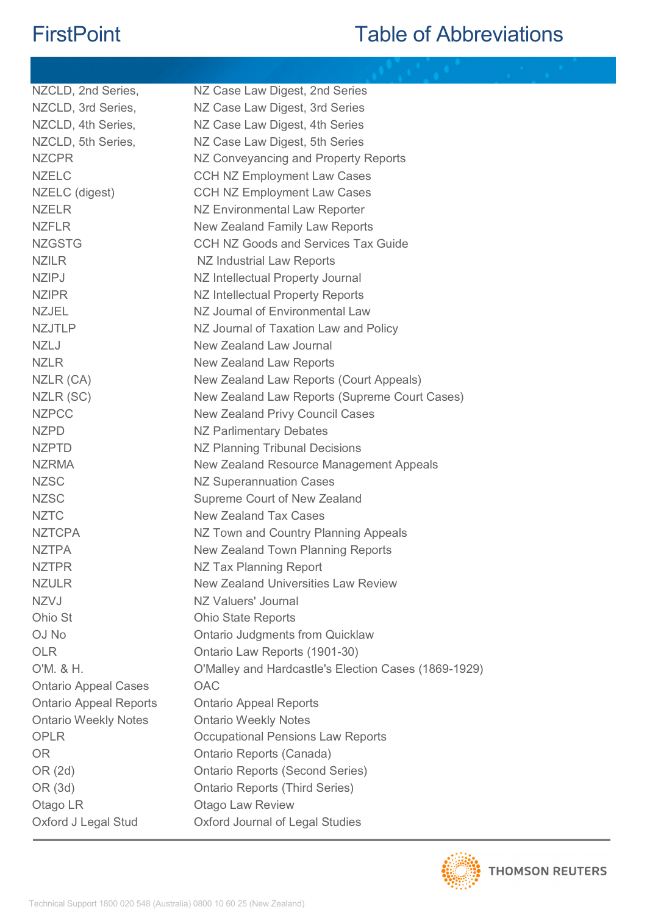| | |
|---|---|
| NZCLD, 2nd Series, | NZ Case Law Digest, 2nd Series |
| NZCLD, 3rd Series, | NZ Case Law Digest, 3rd Series |
| NZCLD, 4th Series, | NZ Case Law Digest, 4th Series |
| NZCLD, 5th Series, | NZ Case Law Digest, 5th Series |
| NZCPR | NZ Conveyancing and Property Reports |
| NZELC | CCH NZ Employment Law Cases |
| NZELC (digest) | CCH NZ Employment Law Cases |
| NZELR | NZ Environmental Law Reporter |
| NZFLR | New Zealand Family Law Reports |
| NZGSTG | CCH NZ Goods and Services Tax Guide |
| NZILR | NZ Industrial Law Reports |
| NZIPJ | NZ Intellectual Property Journal |
| NZIPR | NZ Intellectual Property Reports |
| NZJEL | NZ Journal of Environmental Law |
| NZJTLP | NZ Journal of Taxation Law and Policy |
| NZLJ | New Zealand Law Journal |
| NZLR | New Zealand Law Reports |
| NZLR (CA) | New Zealand Law Reports (Court Appeals) |
| NZLR (SC) | New Zealand Law Reports (Supreme Court Cases) |
| NZPCC | New Zealand Privy Council Cases |
| NZPD | NZ Parlimentary Debates |
| NZPTD | NZ Planning Tribunal Decisions |
| NZRMA | New Zealand Resource Management Appeals |
| NZSC | NZ Superannuation Cases |
| NZSC | Supreme Court of New Zealand |
| NZTC | New Zealand Tax Cases |
| NZTCPA | NZ Town and Country Planning Appeals |
| NZTPA | New Zealand Town Planning Reports |
| NZTPR | NZ Tax Planning Report |
| NZULR | New Zealand Universities Law Review |
| NZVJ | NZ Valuers' Journal |
| Ohio St | Ohio State Reports |
| OJ No | Ontario Judgments from Quicklaw |
| OLR | Ontario Law Reports (1901-30) |
| O'M. & H. | O'Malley and Hardcastle's Election Cases (1869-1929) |
| Ontario Appeal Cases | OAC |
| Ontario Appeal Reports | Ontario Appeal Reports |
| Ontario Weekly Notes | Ontario Weekly Notes |
| OPLR | Occupational Pensions Law Reports |
| OR | Ontario Reports (Canada) |
| OR (2d) | Ontario Reports (Second Series) |
| OR (3d) | Ontario Reports (Third Series) |
| Otago LR | Otago Law Review |
| Oxford J Legal Stud | Oxford Journal of Legal Studies |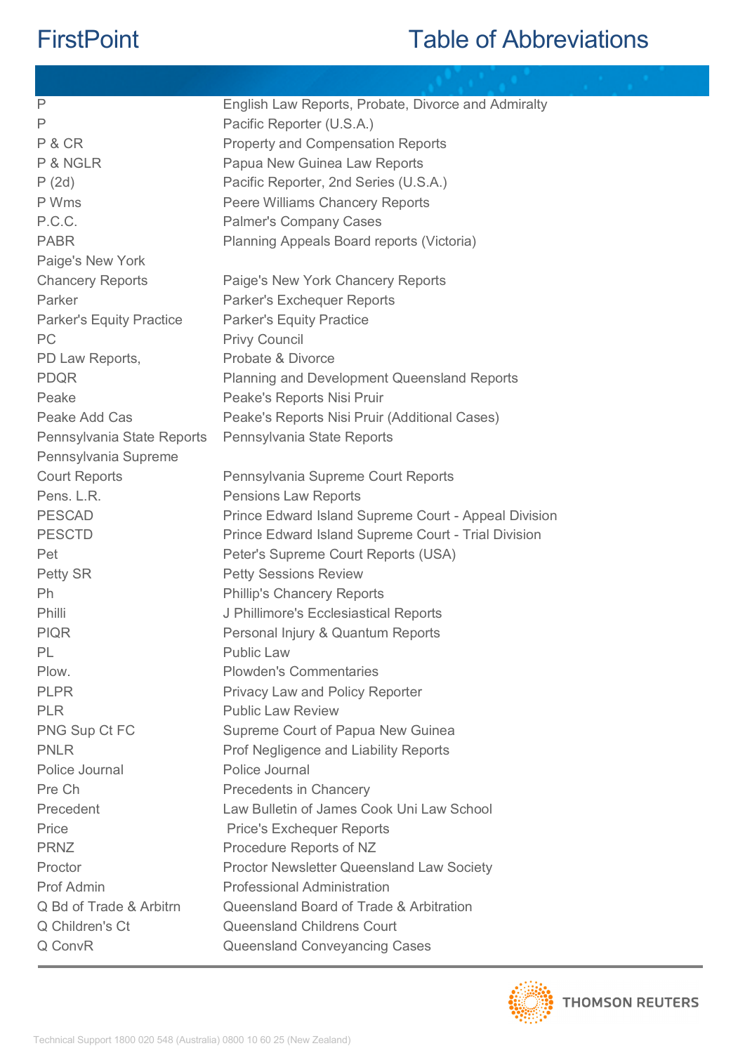| | |
|---|---|
| P | English Law Reports, Probate, Divorce and Admiralty |
| P | Pacific Reporter (U.S.A.) |
| P & CR | Property and Compensation Reports |
| P & NGLR | Papua New Guinea Law Reports |
| P (2d) | Pacific Reporter, 2nd Series (U.S.A.) |
| P Wms | Peere Williams Chancery Reports |
| P.C.C. | Palmer's Company Cases |
| PABR | Planning Appeals Board reports (Victoria) |
| Paige's New York Chancery Reports | Paige's New York Chancery Reports |
| Parker | Parker's Exchequer Reports |
| Parker's Equity Practice | Parker's Equity Practice |
| PC | Privy Council |
| PD Law Reports, | Probate & Divorce |
| PDQR | Planning and Development Queensland Reports |
| Peake | Peake's Reports Nisi Pruir |
| Peake Add Cas | Peake's Reports Nisi Pruir (Additional Cases) |
| Pennsylvania State Reports | Pennsylvania State Reports |
| Pennsylvania Supreme Court Reports | Pennsylvania Supreme Court Reports |
| Pens. L.R. | Pensions Law Reports |
| PESCAD | Prince Edward Island Supreme Court - Appeal Division |
| PESCTD | Prince Edward Island Supreme Court - Trial Division |
| Pet | Peter's Supreme Court Reports (USA) |
| Petty SR | Petty Sessions Review |
| Ph | Phillip's Chancery Reports |
| Philli | J Phillimore's Ecclesiastical Reports |
| PIQR | Personal Injury & Quantum Reports |
| PL | Public Law |
| Plow. | Plowden's Commentaries |
| PLPR | Privacy Law and Policy Reporter |
| PLR | Public Law Review |
| PNG Sup Ct FC | Supreme Court of Papua New Guinea |
| PNLR | Prof Negligence and Liability Reports |
| Police Journal | Police Journal |
| Pre Ch | Precedents in Chancery |
| Precedent | Law Bulletin of James Cook Uni Law School |
| Price | Price's Exchequer Reports |
| PRNZ | Procedure Reports of NZ |
| Proctor | Proctor Newsletter Queensland Law Society |
| Prof Admin | Professional Administration |
| Q Bd of Trade & Arbitrn | Queensland Board of Trade & Arbitration |
| Q Children's Ct | Queensland Childrens Court |
| Q ConvR | Queensland Conveyancing Cases |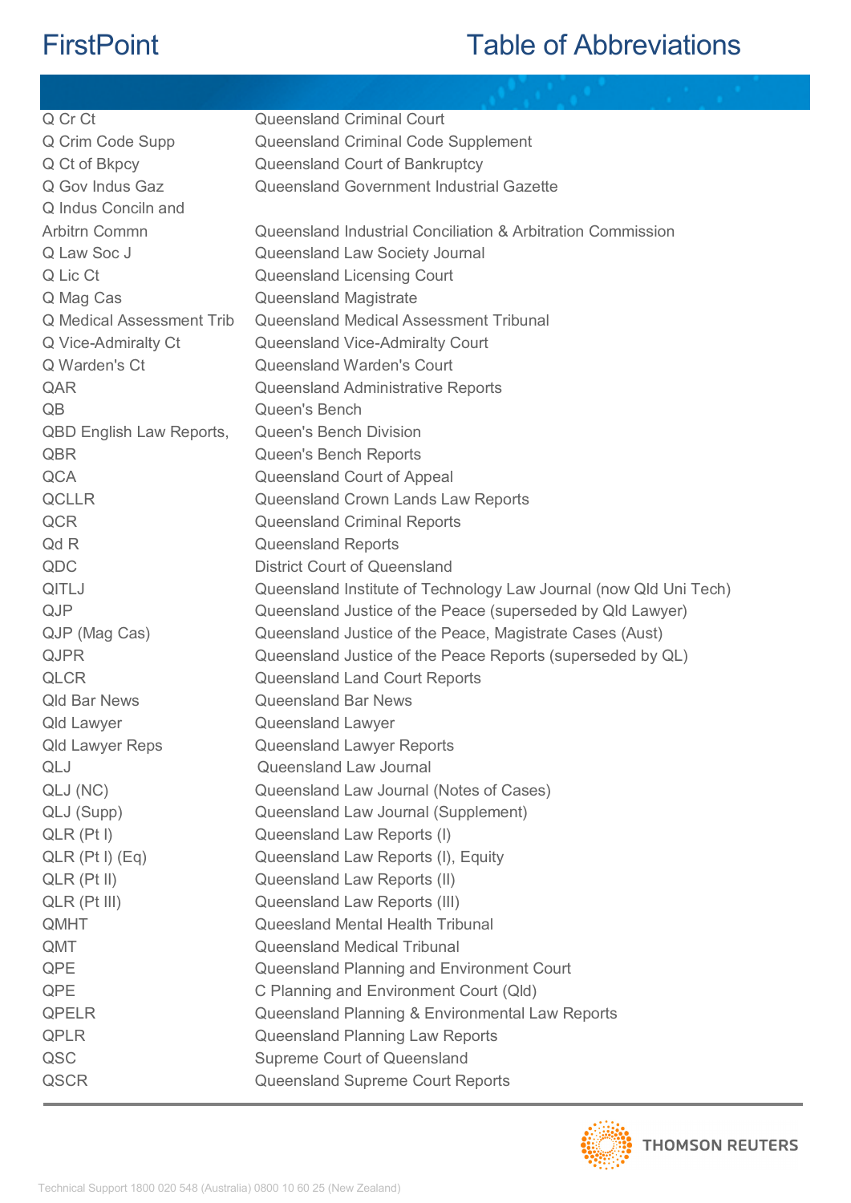# FirstPoint — Table of Abbreviations

| | |
|---|---|
| Q Cr Ct | Queensland Criminal Court |
| Q Crim Code Supp | Queensland Criminal Code Supplement |
| Q Ct of Bkpcy | Queensland Court of Bankruptcy |
| Q Gov Indus Gaz | Queensland Government Industrial Gazette |
| Q Indus Conciln and Arbitrn Commn | Queensland Industrial Conciliation & Arbitration Commission |
| Q Law Soc J | Queensland Law Society Journal |
| Q Lic Ct | Queensland Licensing Court |
| Q Mag Cas | Queensland Magistrate |
| Q Medical Assessment Trib | Queensland Medical Assessment Tribunal |
| Q Vice-Admiralty Ct | Queensland Vice-Admiralty Court |
| Q Warden's Ct | Queensland Warden's Court |
| QAR | Queensland Administrative Reports |
| QB | Queen's Bench |
| QBD English Law Reports, | Queen's Bench Division |
| QBR | Queen's Bench Reports |
| QCA | Queensland Court of Appeal |
| QCLLR | Queensland Crown Lands Law Reports |
| QCR | Queensland Criminal Reports |
| Qd R | Queensland Reports |
| QDC | District Court of Queensland |
| QITLJ | Queensland Institute of Technology Law Journal (now Qld Uni Tech) |
| QJP | Queensland Justice of the Peace (superseded by Qld Lawyer) |
| QJP (Mag Cas) | Queensland Justice of the Peace, Magistrate Cases (Aust) |
| QJPR | Queensland Justice of the Peace Reports (superseded by QL) |
| QLCR | Queensland Land Court Reports |
| Qld Bar News | Queensland Bar News |
| Qld Lawyer | Queensland Lawyer |
| Qld Lawyer Reps | Queensland Lawyer Reports |
| QLJ | Queensland Law Journal |
| QLJ (NC) | Queensland Law Journal (Notes of Cases) |
| QLJ (Supp) | Queensland Law Journal (Supplement) |
| QLR (Pt I) | Queensland Law Reports (I) |
| QLR (Pt I) (Eq) | Queensland Law Reports (I), Equity |
| QLR (Pt II) | Queensland Law Reports (II) |
| QLR (Pt III) | Queensland Law Reports (III) |
| QMHT | Queesland Mental Health Tribunal |
| QMT | Queensland Medical Tribunal |
| QPE | Queensland Planning and Environment Court |
| QPE | C Planning and Environment Court (Qld) |
| QPELR | Queensland Planning & Environmental Law Reports |
| QPLR | Queensland Planning Law Reports |
| QSC | Supreme Court of Queensland |
| QSCR | Queensland Supreme Court Reports |

THOMSON REUTERS

Technical Support 1800 020 548 (Australia) 0800 10 60 25 (New Zealand)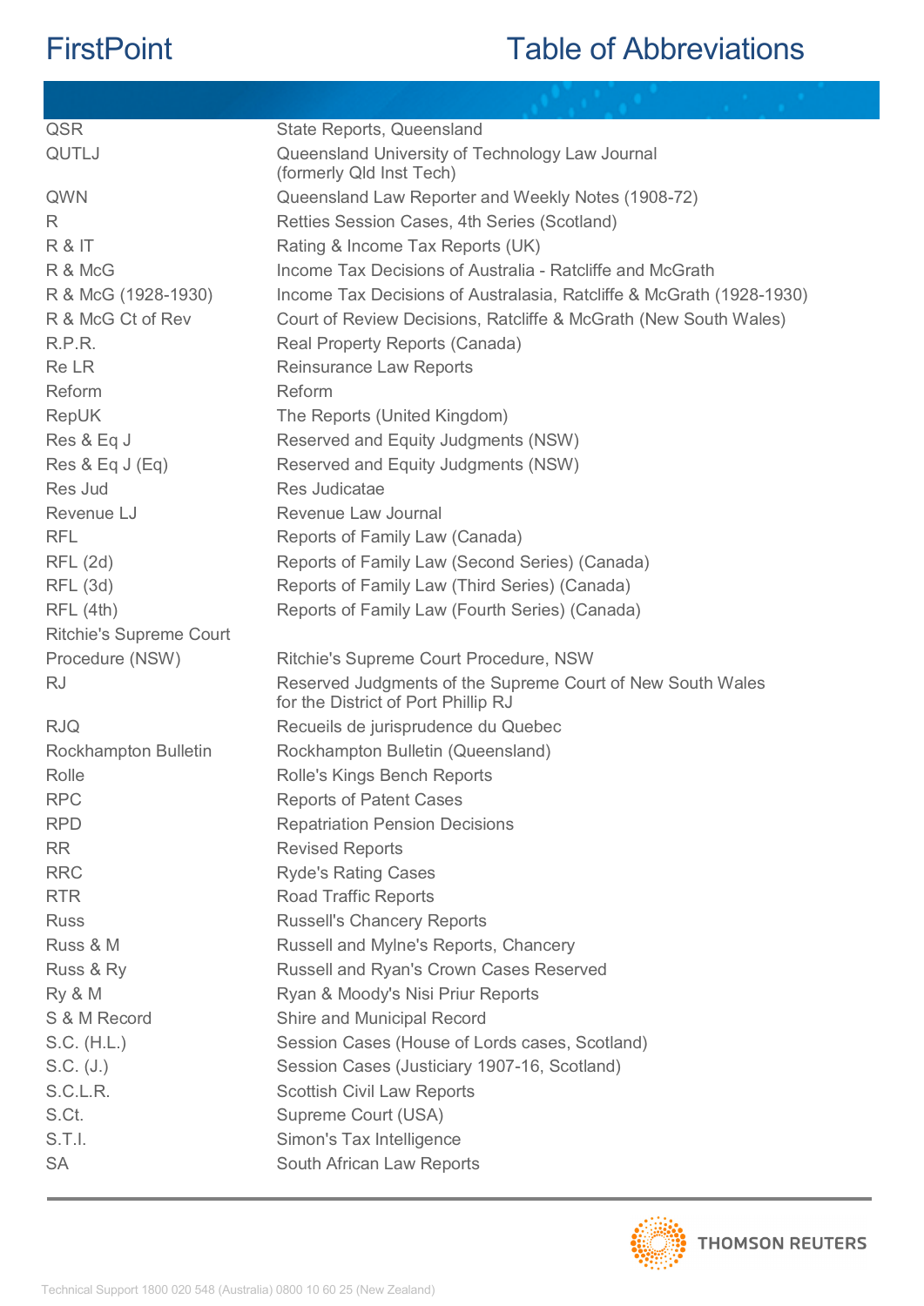| | |
|---|---|
| QSR | State Reports, Queensland |
| QUTLJ | Queensland University of Technology Law Journal (formerly Qld Inst Tech) |
| QWN | Queensland Law Reporter and Weekly Notes (1908-72) |
| R | Retties Session Cases, 4th Series (Scotland) |
| R & IT | Rating & Income Tax Reports (UK) |
| R & McG | Income Tax Decisions of Australia - Ratcliffe and McGrath |
| R & McG (1928-1930) | Income Tax Decisions of Australasia, Ratcliffe & McGrath (1928-1930) |
| R & McG Ct of Rev | Court of Review Decisions, Ratcliffe & McGrath (New South Wales) |
| R.P.R. | Real Property Reports (Canada) |
| Re LR | Reinsurance Law Reports |
| Reform | Reform |
| RepUK | The Reports (United Kingdom) |
| Res & Eq J | Reserved and Equity Judgments (NSW) |
| Res & Eq J (Eq) | Reserved and Equity Judgments (NSW) |
| Res Jud | Res Judicatae |
| Revenue LJ | Revenue Law Journal |
| RFL | Reports of Family Law (Canada) |
| RFL (2d) | Reports of Family Law (Second Series) (Canada) |
| RFL (3d) | Reports of Family Law (Third Series) (Canada) |
| RFL (4th) | Reports of Family Law (Fourth Series) (Canada) |
| Ritchie's Supreme Court Procedure (NSW) | Ritchie's Supreme Court Procedure, NSW |
| RJ | Reserved Judgments of the Supreme Court of New South Wales for the District of Port Phillip RJ |
| RJQ | Recueils de jurisprudence du Quebec |
| Rockhampton Bulletin | Rockhampton Bulletin (Queensland) |
| Rolle | Rolle's Kings Bench Reports |
| RPC | Reports of Patent Cases |
| RPD | Repatriation Pension Decisions |
| RR | Revised Reports |
| RRC | Ryde's Rating Cases |
| RTR | Road Traffic Reports |
| Russ | Russell's Chancery Reports |
| Russ & M | Russell and Mylne's Reports, Chancery |
| Russ & Ry | Russell and Ryan's Crown Cases Reserved |
| Ry & M | Ryan & Moody's Nisi Priur Reports |
| S & M Record | Shire and Municipal Record |
| S.C. (H.L.) | Session Cases (House of Lords cases, Scotland) |
| S.C. (J.) | Session Cases (Justiciary 1907-16, Scotland) |
| S.C.L.R. | Scottish Civil Law Reports |
| S.Ct. | Supreme Court (USA) |
| S.T.I. | Simon's Tax Intelligence |
| SA | South African Law Reports |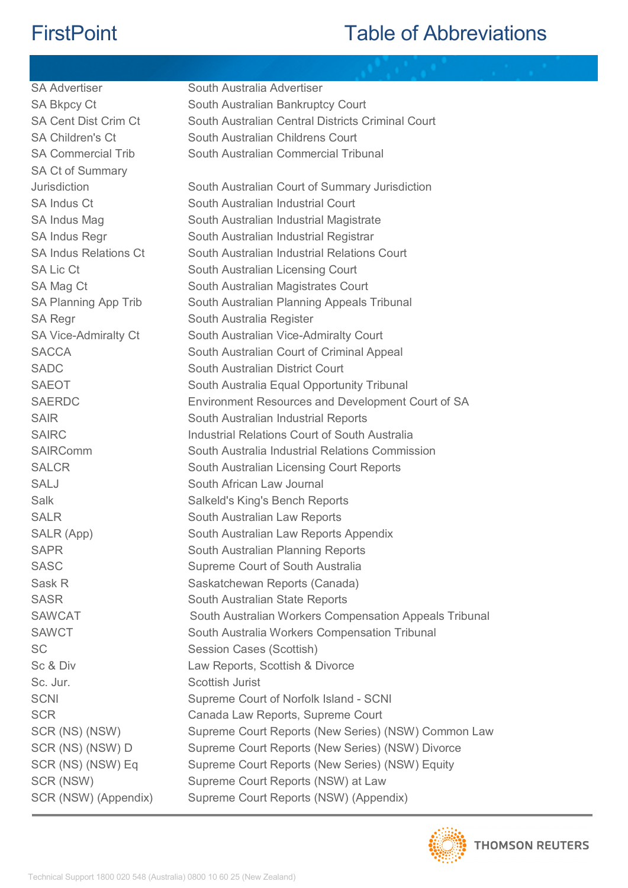| | |
|---|---|
| SA Advertiser | South Australia Advertiser |
| SA Bkpcy Ct | South Australian Bankruptcy Court |
| SA Cent Dist Crim Ct | South Australian Central Districts Criminal Court |
| SA Children's Ct | South Australian Childrens Court |
| SA Commercial Trib | South Australian Commercial Tribunal |
| SA Ct of Summary Jurisdiction | South Australian Court of Summary Jurisdiction |
| SA Indus Ct | South Australian Industrial Court |
| SA Indus Mag | South Australian Industrial Magistrate |
| SA Indus Regr | South Australian Industrial Registrar |
| SA Indus Relations Ct | South Australian Industrial Relations Court |
| SA Lic Ct | South Australian Licensing Court |
| SA Mag Ct | South Australian Magistrates Court |
| SA Planning App Trib | South Australian Planning Appeals Tribunal |
| SA Regr | South Australia Register |
| SA Vice-Admiralty Ct | South Australian Vice-Admiralty Court |
| SACCA | South Australian Court of Criminal Appeal |
| SADC | South Australian District Court |
| SAEOT | South Australia Equal Opportunity Tribunal |
| SAERDC | Environment Resources and Development Court of SA |
| SAIR | South Australian Industrial Reports |
| SAIRC | Industrial Relations Court of South Australia |
| SAIRComm | South Australia Industrial Relations Commission |
| SALCR | South Australian Licensing Court Reports |
| SALJ | South African Law Journal |
| Salk | Salkeld's King's Bench Reports |
| SALR | South Australian Law Reports |
| SALR (App) | South Australian Law Reports Appendix |
| SAPR | South Australian Planning Reports |
| SASC | Supreme Court of South Australia |
| Sask R | Saskatchewan Reports (Canada) |
| SASR | South Australian State Reports |
| SAWCAT | South Australian Workers Compensation Appeals Tribunal |
| SAWCT | South Australia Workers Compensation Tribunal |
| SC | Session Cases (Scottish) |
| Sc & Div | Law Reports, Scottish & Divorce |
| Sc. Jur. | Scottish Jurist |
| SCNI | Supreme Court of Norfolk Island - SCNI |
| SCR | Canada Law Reports, Supreme Court |
| SCR (NS) (NSW) | Supreme Court Reports (New Series) (NSW) Common Law |
| SCR (NS) (NSW) D | Supreme Court Reports (New Series) (NSW) Divorce |
| SCR (NS) (NSW) Eq | Supreme Court Reports (New Series) (NSW) Equity |
| SCR (NSW) | Supreme Court Reports (NSW) at Law |
| SCR (NSW) (Appendix) | Supreme Court Reports (NSW) (Appendix) |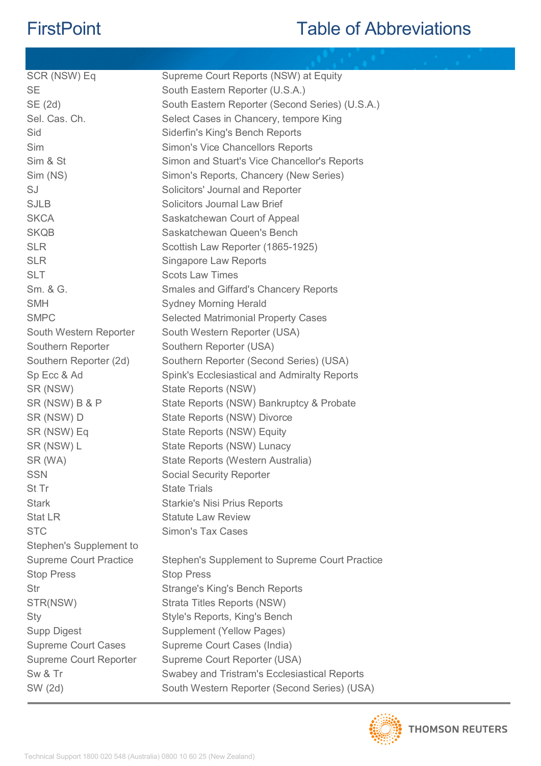| | |
|---|---|
| SCR (NSW) Eq | Supreme Court Reports (NSW) at Equity |
| SE | South Eastern Reporter (U.S.A.) |
| SE (2d) | South Eastern Reporter (Second Series) (U.S.A.) |
| Sel. Cas. Ch. | Select Cases in Chancery, tempore King |
| Sid | Siderfin's King's Bench Reports |
| Sim | Simon's Vice Chancellors Reports |
| Sim & St | Simon and Stuart's Vice Chancellor's Reports |
| Sim (NS) | Simon's Reports, Chancery (New Series) |
| SJ | Solicitors' Journal and Reporter |
| SJLB | Solicitors Journal Law Brief |
| SKCA | Saskatchewan Court of Appeal |
| SKQB | Saskatchewan Queen's Bench |
| SLR | Scottish Law Reporter (1865-1925) |
| SLR | Singapore Law Reports |
| SLT | Scots Law Times |
| Sm. & G. | Smales and Giffard's Chancery Reports |
| SMH | Sydney Morning Herald |
| SMPC | Selected Matrimonial Property Cases |
| South Western Reporter | South Western Reporter (USA) |
| Southern Reporter | Southern Reporter (USA) |
| Southern Reporter (2d) | Southern Reporter (Second Series) (USA) |
| Sp Ecc & Ad | Spink's Ecclesiastical and Admiralty Reports |
| SR (NSW) | State Reports (NSW) |
| SR (NSW) B & P | State Reports (NSW) Bankruptcy & Probate |
| SR (NSW) D | State Reports (NSW) Divorce |
| SR (NSW) Eq | State Reports (NSW) Equity |
| SR (NSW) L | State Reports (NSW) Lunacy |
| SR (WA) | State Reports (Western Australia) |
| SSN | Social Security Reporter |
| St Tr | State Trials |
| Stark | Starkie's Nisi Prius Reports |
| Stat LR | Statute Law Review |
| STC | Simon's Tax Cases |
| Stephen's Supplement to Supreme Court Practice | Stephen's Supplement to Supreme Court Practice |
| Stop Press | Stop Press |
| Str | Strange's King's Bench Reports |
| STR(NSW) | Strata Titles Reports (NSW) |
| Sty | Style's Reports, King's Bench |
| Supp Digest | Supplement (Yellow Pages) |
| Supreme Court Cases | Supreme Court Cases (India) |
| Supreme Court Reporter | Supreme Court Reporter (USA) |
| Sw & Tr | Swabey and Tristram's Ecclesiastical Reports |
| SW (2d) | South Western Reporter (Second Series) (USA) |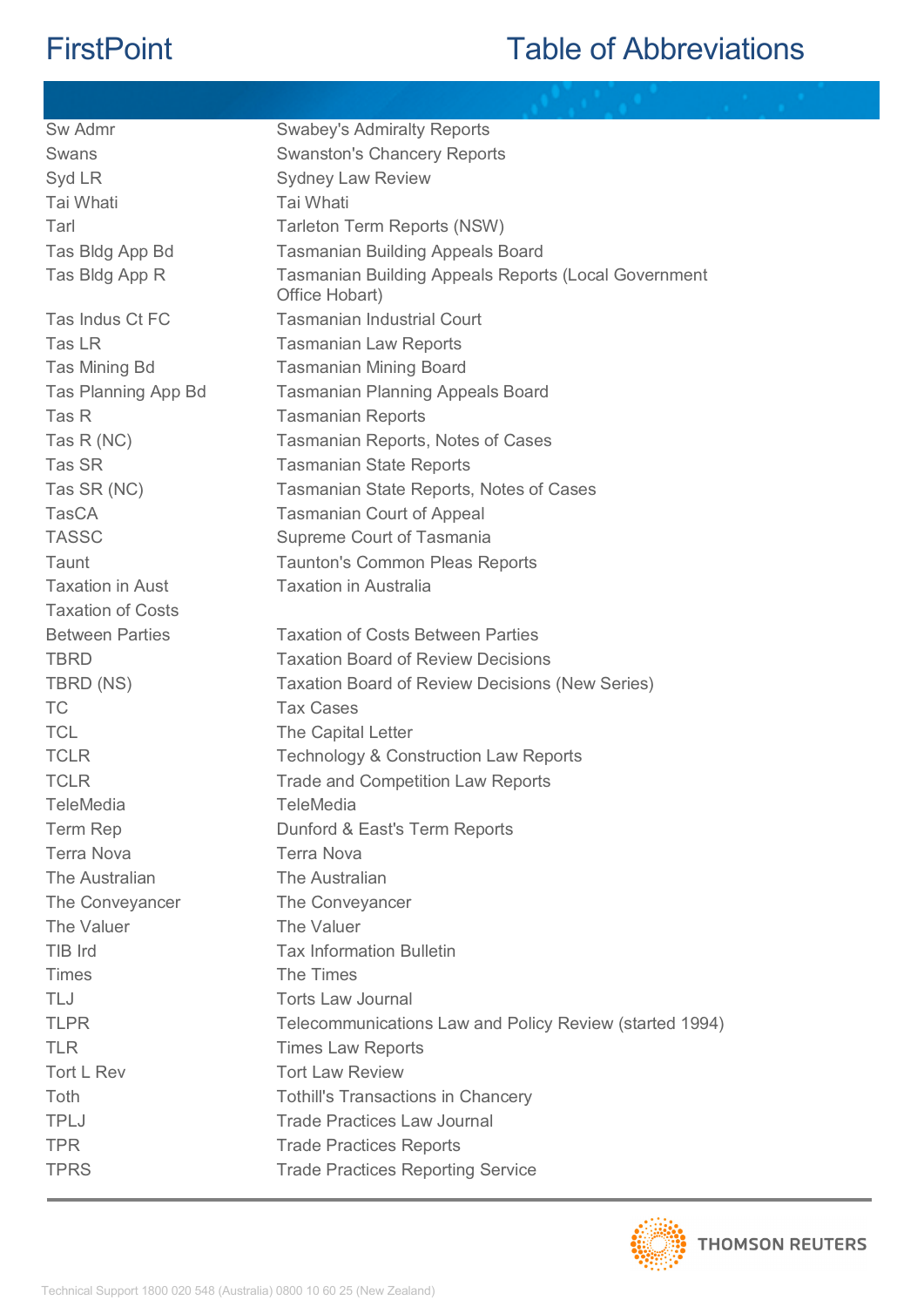| | |
|---|---|
| Sw Admr | Swabey's Admiralty Reports |
| Swans | Swanston's Chancery Reports |
| Syd LR | Sydney Law Review |
| Tai Whati | Tai Whati |
| Tarl | Tarleton Term Reports (NSW) |
| Tas Bldg App Bd | Tasmanian Building Appeals Board |
| Tas Bldg App R | Tasmanian Building Appeals Reports (Local Government Office Hobart) |
| Tas Indus Ct FC | Tasmanian Industrial Court |
| Tas LR | Tasmanian Law Reports |
| Tas Mining Bd | Tasmanian Mining Board |
| Tas Planning App Bd | Tasmanian Planning Appeals Board |
| Tas R | Tasmanian Reports |
| Tas R (NC) | Tasmanian Reports, Notes of Cases |
| Tas SR | Tasmanian State Reports |
| Tas SR (NC) | Tasmanian State Reports, Notes of Cases |
| TasCA | Tasmanian Court of Appeal |
| TASSC | Supreme Court of Tasmania |
| Taunt | Taunton's Common Pleas Reports |
| Taxation in Aust | Taxation in Australia |
| Taxation of Costs Between Parties | Taxation of Costs Between Parties |
| TBRD | Taxation Board of Review Decisions |
| TBRD (NS) | Taxation Board of Review Decisions (New Series) |
| TC | Tax Cases |
| TCL | The Capital Letter |
| TCLR | Technology & Construction Law Reports |
| TCLR | Trade and Competition Law Reports |
| TeleMedia | TeleMedia |
| Term Rep | Dunford & East's Term Reports |
| Terra Nova | Terra Nova |
| The Australian | The Australian |
| The Conveyancer | The Conveyancer |
| The Valuer | The Valuer |
| TIB Ird | Tax Information Bulletin |
| Times | The Times |
| TLJ | Torts Law Journal |
| TLPR | Telecommunications Law and Policy Review (started 1994) |
| TLR | Times Law Reports |
| Tort L Rev | Tort Law Review |
| Toth | Tothill's Transactions in Chancery |
| TPLJ | Trade Practices Law Journal |
| TPR | Trade Practices Reports |
| TPRS | Trade Practices Reporting Service |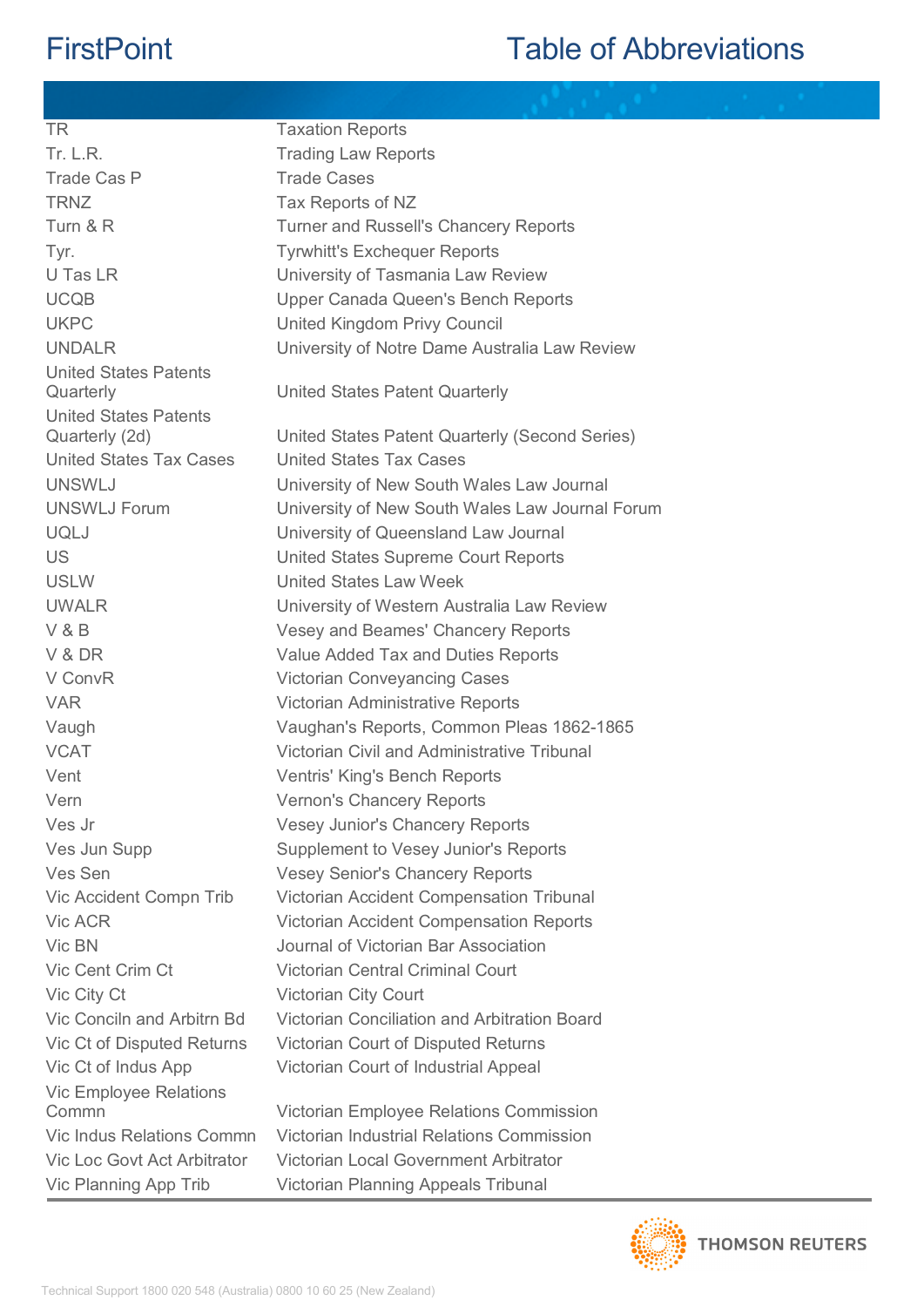| | |
|---|---|
| TR | Taxation Reports |
| Tr. L.R. | Trading Law Reports |
| Trade Cas P | Trade Cases |
| TRNZ | Tax Reports of NZ |
| Turn & R | Turner and Russell's Chancery Reports |
| Tyr. | Tyrwhitt's Exchequer Reports |
| U Tas LR | University of Tasmania Law Review |
| UCQB | Upper Canada Queen's Bench Reports |
| UKPC | United Kingdom Privy Council |
| UNDALR | University of Notre Dame Australia Law Review |
| United States Patents Quarterly | United States Patent Quarterly |
| United States Patents Quarterly (2d) | United States Patent Quarterly (Second Series) |
| United States Tax Cases | United States Tax Cases |
| UNSWLJ | University of New South Wales Law Journal |
| UNSWLJ Forum | University of New South Wales Law Journal Forum |
| UQLJ | University of Queensland Law Journal |
| US | United States Supreme Court Reports |
| USLW | United States Law Week |
| UWALR | University of Western Australia Law Review |
| V & B | Vesey and Beames' Chancery Reports |
| V & DR | Value Added Tax and Duties Reports |
| V ConvR | Victorian Conveyancing Cases |
| VAR | Victorian Administrative Reports |
| Vaugh | Vaughan's Reports, Common Pleas 1862-1865 |
| VCAT | Victorian Civil and Administrative Tribunal |
| Vent | Ventris' King's Bench Reports |
| Vern | Vernon's Chancery Reports |
| Ves Jr | Vesey Junior's Chancery Reports |
| Ves Jun Supp | Supplement to Vesey Junior's Reports |
| Ves Sen | Vesey Senior's Chancery Reports |
| Vic Accident Compn Trib | Victorian Accident Compensation Tribunal |
| Vic ACR | Victorian Accident Compensation Reports |
| Vic BN | Journal of Victorian Bar Association |
| Vic Cent Crim Ct | Victorian Central Criminal Court |
| Vic City Ct | Victorian City Court |
| Vic Conciln and Arbitrn Bd | Victorian Conciliation and Arbitration Board |
| Vic Ct of Disputed Returns | Victorian Court of Disputed Returns |
| Vic Ct of Indus App | Victorian Court of Industrial Appeal |
| Vic Employee Relations Commn | Victorian Employee Relations Commission |
| Vic Indus Relations Commn | Victorian Industrial Relations Commission |
| Vic Loc Govt Act Arbitrator | Victorian Local Government Arbitrator |
| Vic Planning App Trib | Victorian Planning Appeals Tribunal |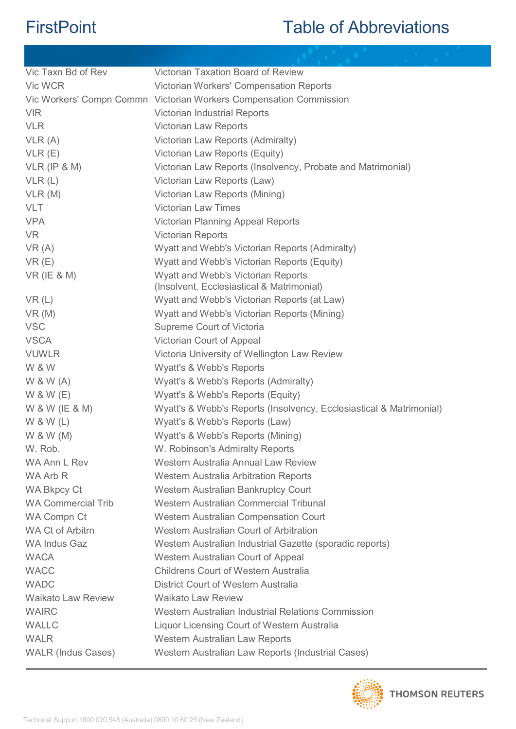| | |
|---|---|
| Vic Taxn Bd of Rev | Victorian Taxation Board of Review |
| Vic WCR | Victorian Workers' Compensation Reports |
| Vic Workers' Compn Commn | Victorian Workers Compensation Commission |
| VIR | Victorian Industrial Reports |
| VLR | Victorian Law Reports |
| VLR (A) | Victorian Law Reports (Admiralty) |
| VLR (E) | Victorian Law Reports (Equity) |
| VLR (IP & M) | Victorian Law Reports (Insolvency, Probate and Matrimonial) |
| VLR (L) | Victorian Law Reports (Law) |
| VLR (M) | Victorian Law Reports (Mining) |
| VLT | Victorian Law Times |
| VPA | Victorian Planning Appeal Reports |
| VR | Victorian Reports |
| VR (A) | Wyatt and Webb's Victorian Reports (Admiralty) |
| VR (E) | Wyatt and Webb's Victorian Reports (Equity) |
| VR (IE & M) | Wyatt and Webb's Victorian Reports (Insolvent, Ecclesiastical & Matrimonial) |
| VR (L) | Wyatt and Webb's Victorian Reports (at Law) |
| VR (M) | Wyatt and Webb's Victorian Reports (Mining) |
| VSC | Supreme Court of Victoria |
| VSCA | Victorian Court of Appeal |
| VUWLR | Victoria University of Wellington Law Review |
| W & W | Wyatt's & Webb's Reports |
| W & W (A) | Wyatt's & Webb's Reports (Admiralty) |
| W & W (E) | Wyatt's & Webb's Reports (Equity) |
| W & W (IE & M) | Wyatt's & Webb's Reports (Insolvency, Ecclesiastical & Matrimonial) |
| W & W (L) | Wyatt's & Webb's Reports (Law) |
| W & W (M) | Wyatt's & Webb's Reports (Mining) |
| W. Rob. | W. Robinson's Admiralty Reports |
| WA Ann L Rev | Western Australia Annual Law Review |
| WA Arb R | Western Australia Arbitration Reports |
| WA Bkpcy Ct | Western Australian Bankruptcy Court |
| WA Commercial Trib | Western Australian Commercial Tribunal |
| WA Compn Ct | Western Australian Compensation Court |
| WA Ct of Arbitrn | Western Australian Court of Arbitration |
| WA Indus Gaz | Western Australian Industrial Gazette (sporadic reports) |
| WACA | Western Australian Court of Appeal |
| WACC | Childrens Court of Western Australia |
| WADC | District Court of Western Australia |
| Waikato Law Review | Waikato Law Review |
| WAIRC | Western Australian Industrial Relations Commission |
| WALLC | Liquor Licensing Court of Western Australia |
| WALR | Western Australian Law Reports |
| WALR (Indus Cases) | Western Australian Law Reports (Industrial Cases) |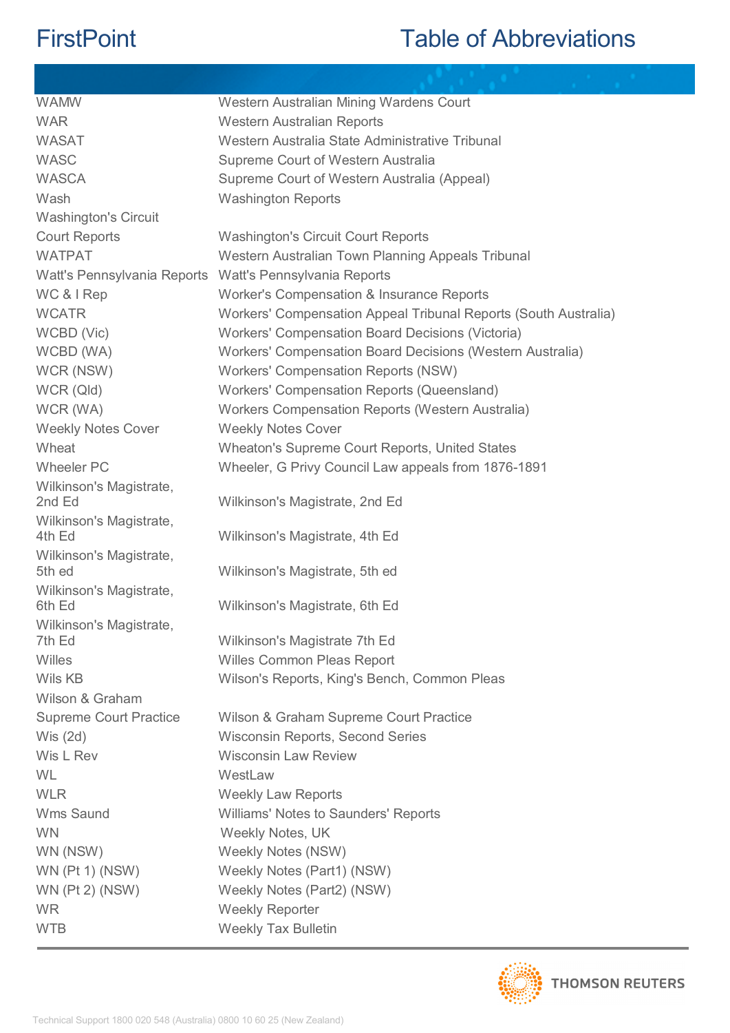| | |
|---|---|
| WAMW | Western Australian Mining Wardens Court |
| WAR | Western Australian Reports |
| WASAT | Western Australia State Administrative Tribunal |
| WASC | Supreme Court of Western Australia |
| WASCA | Supreme Court of Western Australia (Appeal) |
| Wash | Washington Reports |
| Washington's Circuit Court Reports | Washington's Circuit Court Reports |
| WATPAT | Western Australian Town Planning Appeals Tribunal |
| Watt's Pennsylvania Reports | Watt's Pennsylvania Reports |
| WC & I Rep | Worker's Compensation & Insurance Reports |
| WCATR | Workers' Compensation Appeal Tribunal Reports (South Australia) |
| WCBD (Vic) | Workers' Compensation Board Decisions (Victoria) |
| WCBD (WA) | Workers' Compensation Board Decisions (Western Australia) |
| WCR (NSW) | Workers' Compensation Reports (NSW) |
| WCR (Qld) | Workers' Compensation Reports (Queensland) |
| WCR (WA) | Workers Compensation Reports (Western Australia) |
| Weekly Notes Cover | Weekly Notes Cover |
| Wheat | Wheaton's Supreme Court Reports, United States |
| Wheeler PC | Wheeler, G Privy Council Law appeals from 1876-1891 |
| Wilkinson's Magistrate, 2nd Ed | Wilkinson's Magistrate, 2nd Ed |
| Wilkinson's Magistrate, 4th Ed | Wilkinson's Magistrate, 4th Ed |
| Wilkinson's Magistrate, 5th ed | Wilkinson's Magistrate, 5th ed |
| Wilkinson's Magistrate, 6th Ed | Wilkinson's Magistrate, 6th Ed |
| Wilkinson's Magistrate, 7th Ed | Wilkinson's Magistrate 7th Ed |
| Willes | Willes Common Pleas Report |
| Wils KB | Wilson's Reports, King's Bench, Common Pleas |
| Wilson & Graham Supreme Court Practice | Wilson & Graham Supreme Court Practice |
| Wis (2d) | Wisconsin Reports, Second Series |
| Wis L Rev | Wisconsin Law Review |
| WL | WestLaw |
| WLR | Weekly Law Reports |
| Wms Saund | Williams' Notes to Saunders' Reports |
| WN | Weekly Notes, UK |
| WN (NSW) | Weekly Notes (NSW) |
| WN (Pt 1) (NSW) | Weekly Notes (Part1) (NSW) |
| WN (Pt 2) (NSW) | Weekly Notes (Part2) (NSW) |
| WR | Weekly Reporter |
| WTB | Weekly Tax Bulletin |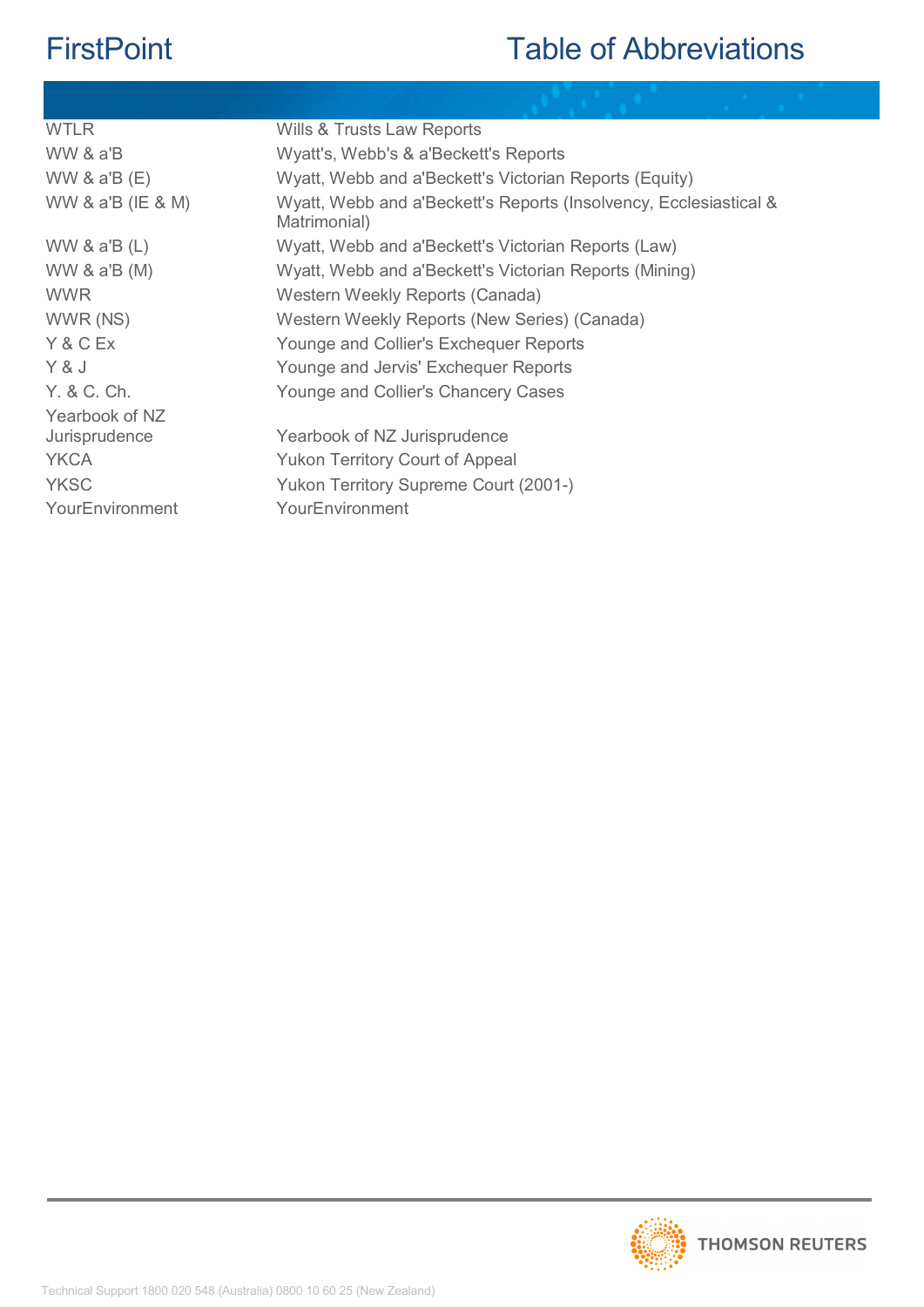| | |
|---|---|
| WTLR | Wills & Trusts Law Reports |
| WW & a'B | Wyatt's, Webb's & a'Beckett's Reports |
| WW & a'B (E) | Wyatt, Webb and a'Beckett's Victorian Reports (Equity) |
| WW & a'B (IE & M) | Wyatt, Webb and a'Beckett's Reports (Insolvency, Ecclesiastical & Matrimonial) |
| WW & a'B (L) | Wyatt, Webb and a'Beckett's Victorian Reports (Law) |
| WW & a'B (M) | Wyatt, Webb and a'Beckett's Victorian Reports (Mining) |
| WWR | Western Weekly Reports (Canada) |
| WWR (NS) | Western Weekly Reports (New Series) (Canada) |
| Y & C Ex | Younge and Collier's Exchequer Reports |
| Y & J | Younge and Jervis' Exchequer Reports |
| Y. & C. Ch. | Younge and Collier's Chancery Cases |
| Yearbook of NZ Jurisprudence | Yearbook of NZ Jurisprudence |
| YKCA | Yukon Territory Court of Appeal |
| YKSC | Yukon Territory Supreme Court (2001-) |
| YourEnvironment | YourEnvironment |